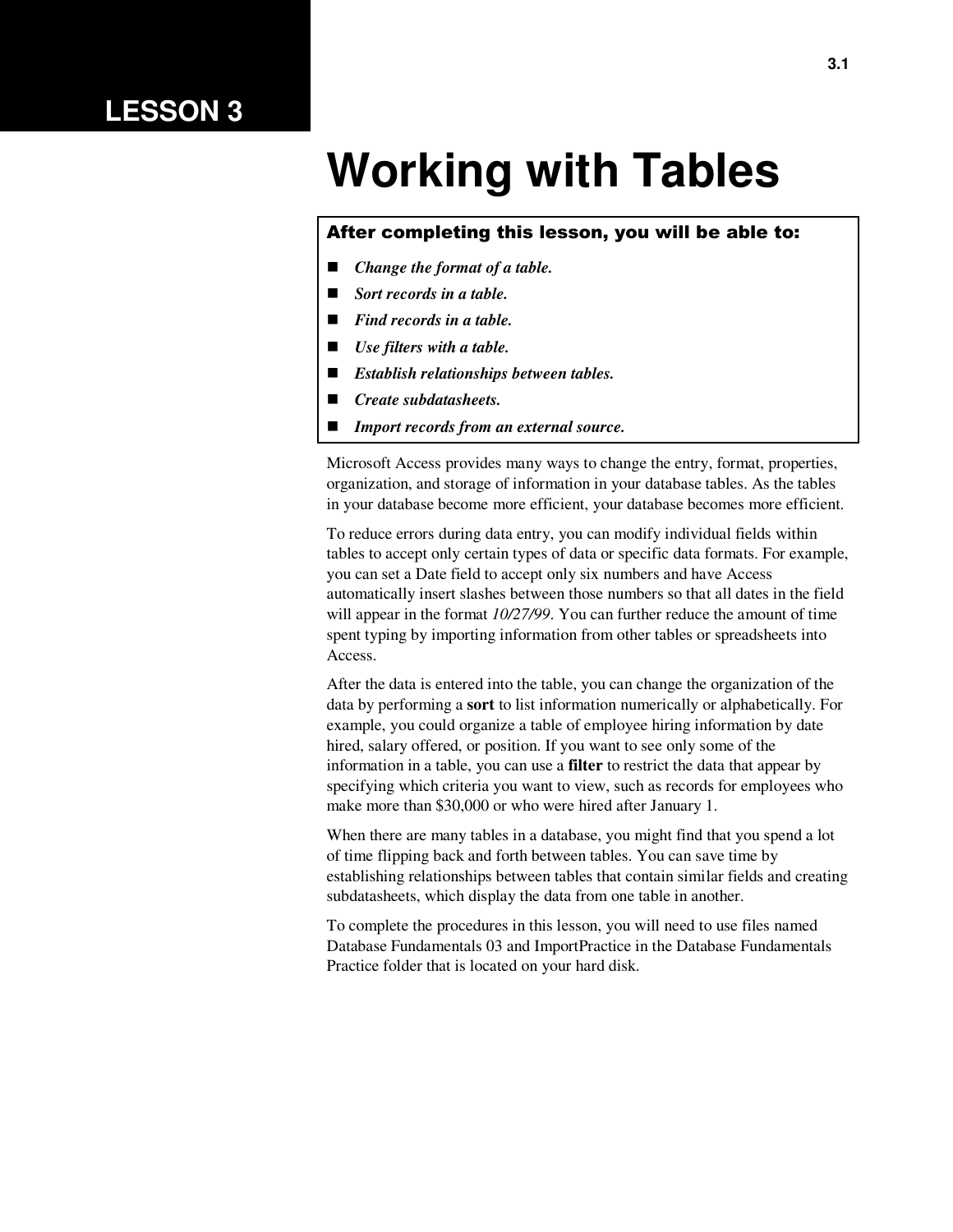# LESSON 3

# Working with Tables

**After completing this lesson, you will be able to:**

- ***Change the format of a table.***
- ***Sort records in a table.***
- ***Find records in a table.***
- ***Use filters with a table.***
- ***Establish relationships between tables.***
- ***Create subdatasheets.***
- ***Import records from an external source.***

Microsoft Access provides many ways to change the entry, format, properties, organization, and storage of information in your database tables. As the tables in your database become more efficient, your database becomes more efficient.

To reduce errors during data entry, you can modify individual fields within tables to accept only certain types of data or specific data formats. For example, you can set a Date field to accept only six numbers and have Access automatically insert slashes between those numbers so that all dates in the field will appear in the format *10/27/99*. You can further reduce the amount of time spent typing by importing information from other tables or spreadsheets into Access.

After the data is entered into the table, you can change the organization of the data by performing a **sort** to list information numerically or alphabetically. For example, you could organize a table of employee hiring information by date hired, salary offered, or position. If you want to see only some of the information in a table, you can use a **filter** to restrict the data that appear by specifying which criteria you want to view, such as records for employees who make more than $30,000 or who were hired after January 1.

When there are many tables in a database, you might find that you spend a lot of time flipping back and forth between tables. You can save time by establishing relationships between tables that contain similar fields and creating subdatasheets, which display the data from one table in another.

To complete the procedures in this lesson, you will need to use files named Database Fundamentals 03 and ImportPractice in the Database Fundamentals Practice folder that is located on your hard disk.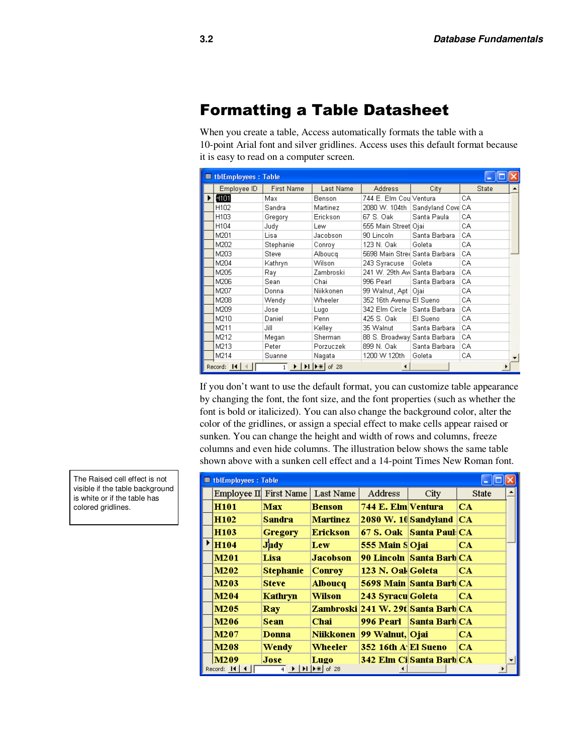# Formatting a Table Datasheet

When you create a table, Access automatically formats the table with a 10-point Arial font and silver gridlines. Access uses this default format because it is easy to read on a computer screen.

**tblEmployees : Table**

| Employee ID | First Name | Last Name | Address | City | State |
|---|---|---|---|---|---|
| H101 | Max | Benson | 744 E. Elm Cou | Ventura | CA |
| H102 | Sandra | Martinez | 2080 W. 104th | Sandyland Cove | CA |
| H103 | Gregory | Erickson | 67 S. Oak | Santa Paula | CA |
| H104 | Judy | Lew | 555 Main Street | Ojai | CA |
| M201 | Lisa | Jacobson | 90 Lincoln | Santa Barbara | CA |
| M202 | Stephanie | Conroy | 123 N. Oak | Goleta | CA |
| M203 | Steve | Alboucq | 5698 Main Stree | Santa Barbara | CA |
| M204 | Kathryn | Wilson | 243 Syracuse | Goleta | CA |
| M205 | Ray | Zambroski | 241 W. 29th Av | Santa Barbara | CA |
| M206 | Sean | Chai | 996 Pearl | Santa Barbara | CA |
| M207 | Donna | Niikkonen | 99 Walnut, Apt | Ojai | CA |
| M208 | Wendy | Wheeler | 352 16th Avenu | El Sueno | CA |
| M209 | Jose | Lugo | 342 Elm Circle | Santa Barbara | CA |
| M210 | Daniel | Penn | 425 S. Oak | El Sueno | CA |
| M211 | Jill | Kelley | 35 Walnut | Santa Barbara | CA |
| M212 | Megan | Sherman | 88 S. Broadway | Santa Barbara | CA |
| M213 | Peter | Porzuczek | 899 N. Oak | Santa Barbara | CA |
| M214 | Suanne | Nagata | 1200 W 120th | Goleta | CA |

Record: 1 of 28

If you don't want to use the default format, you can customize table appearance by changing the font, the font size, and the font properties (such as whether the font is bold or italicized). You can also change the background color, alter the color of the gridlines, or assign a special effect to make cells appear raised or sunken. You can change the height and width of rows and columns, freeze columns and even hide columns. The illustration below shows the same table shown above with a sunken cell effect and a 14-point Times New Roman font.

The Raised cell effect is not visible if the table background is white or if the table has colored gridlines.

**tblEmployees : Table**

| Employee II | First Name | Last Name | Address | City | State |
|---|---|---|---|---|---|
| H101 | Max | Benson | 744 E. Elm | Ventura | CA |
| H102 | Sandra | Martinez | 2080 W. 10 | Sandyland | CA |
| H103 | Gregory | Erickson | 67 S. Oak | Santa Paul | CA |
| H104 | Judy | Lew | 555 Main S | Ojai | CA |
| M201 | Lisa | Jacobson | 90 Lincoln | Santa Barb | CA |
| M202 | Stephanie | Conroy | 123 N. Oak | Goleta | CA |
| M203 | Steve | Alboucq | 5698 Main | Santa Barb | CA |
| M204 | Kathryn | Wilson | 243 Syracu | Goleta | CA |
| M205 | Ray | Zambroski | 241 W. 29t | Santa Barb | CA |
| M206 | Sean | Chai | 996 Pearl | Santa Barb | CA |
| M207 | Donna | Niikkonen | 99 Walnut, | Ojai | CA |
| M208 | Wendy | Wheeler | 352 16th A | El Sueno | CA |
| M209 | Jose | Lugo | 342 Elm Ci | Santa Barb | CA |

Record: 4 of 28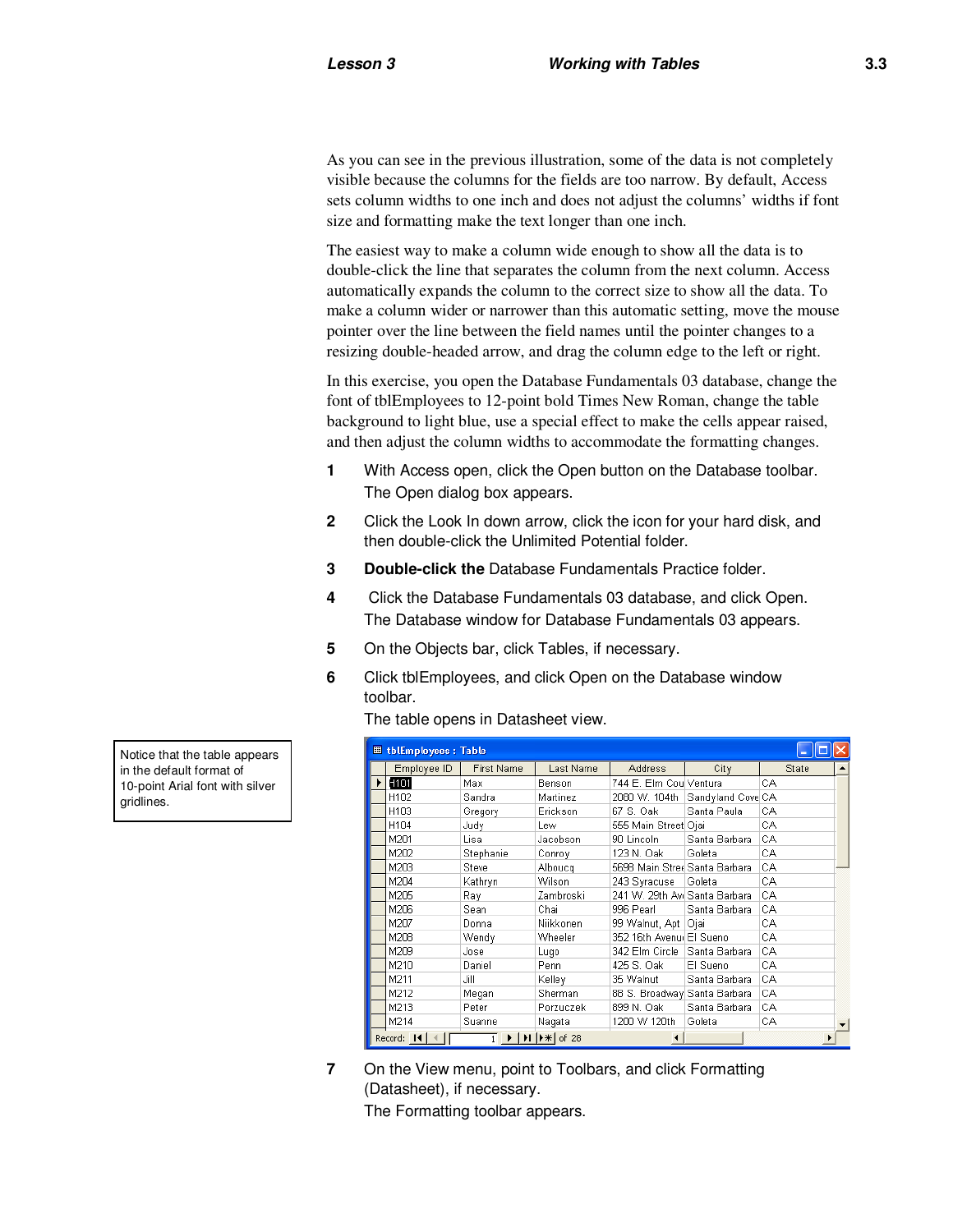As you can see in the previous illustration, some of the data is not completely visible because the columns for the fields are too narrow. By default, Access sets column widths to one inch and does not adjust the columns' widths if font size and formatting make the text longer than one inch.

The easiest way to make a column wide enough to show all the data is to double-click the line that separates the column from the next column. Access automatically expands the column to the correct size to show all the data. To make a column wider or narrower than this automatic setting, move the mouse pointer over the line between the field names until the pointer changes to a resizing double-headed arrow, and drag the column edge to the left or right.

In this exercise, you open the Database Fundamentals 03 database, change the font of tblEmployees to 12-point bold Times New Roman, change the table background to light blue, use a special effect to make the cells appear raised, and then adjust the column widths to accommodate the formatting changes.

1. With Access open, click the Open button on the Database toolbar. The Open dialog box appears.
2. Click the Look In down arrow, click the icon for your hard disk, and then double-click the Unlimited Potential folder.
3. **Double-click the** Database Fundamentals Practice folder.
4. Click the Database Fundamentals 03 database, and click Open. The Database window for Database Fundamentals 03 appears.
5. On the Objects bar, click Tables, if necessary.
6. Click tblEmployees, and click Open on the Database window toolbar. The table opens in Datasheet view.

Notice that the table appears in the default format of 10-point Arial font with silver gridlines.

tblEmployees : Table

| Employee ID | First Name | Last Name | Address | City | State |
|---|---|---|---|---|---|
| H101 | Max | Benson | 744 E. Elm Cou | Ventura | CA |
| H102 | Sandra | Martinez | 2060 W. 104th | Sandyland Cove | CA |
| H103 | Gregory | Erickson | 67 S. Oak | Santa Paula | CA |
| H104 | Judy | Lew | 555 Main Street | Ojai | CA |
| M201 | Lisa | Jacobson | 90 Lincoln | Santa Barbara | CA |
| M202 | Stephanie | Conroy | 123 N. Oak | Goleta | CA |
| M203 | Steve | Alboucq | 5698 Main Stree | Santa Barbara | CA |
| M204 | Kathryn | Wilson | 243 Syracuse | Goleta | CA |
| M205 | Ray | Zambroski | 241 W. 29th Av | Santa Barbara | CA |
| M206 | Sean | Chai | 996 Pearl | Santa Barbara | CA |
| M207 | Donna | Niikkonen | 99 Walnut, Apt | Ojai | CA |
| M208 | Wendy | Wheeler | 352 16th Avenu | El Sueno | CA |
| M209 | Jose | Lugo | 342 Elm Circle | Santa Barbara | CA |
| M210 | Daniel | Penn | 425 S. Oak | El Sueno | CA |
| M211 | Jill | Kelley | 35 Walnut | Santa Barbara | CA |
| M212 | Megan | Sherman | 88 S. Broadway | Santa Barbara | CA |
| M213 | Peter | Porzuczek | 899 N. Oak | Santa Barbara | CA |
| M214 | Suanne | Nagata | 1200 W 120th | Goleta | CA |

Record: 1 of 28

7. On the View menu, point to Toolbars, and click Formatting (Datasheet), if necessary. The Formatting toolbar appears.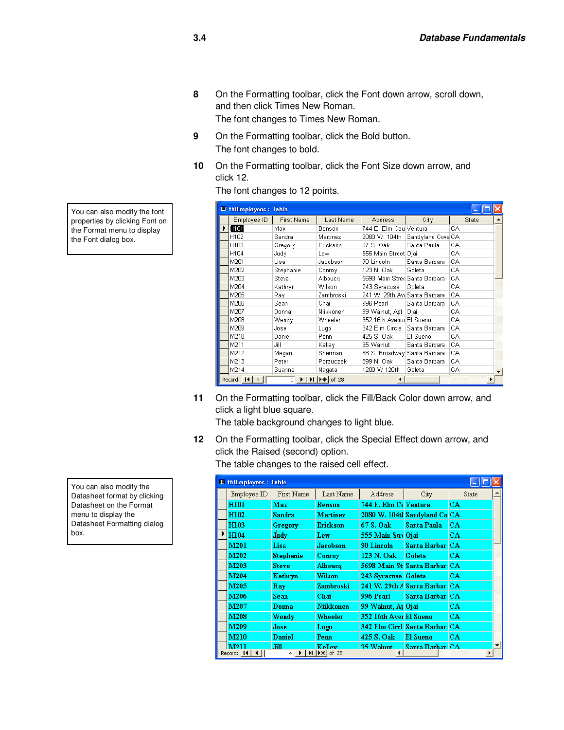8 On the Formatting toolbar, click the Font down arrow, scroll down, and then click Times New Roman.
The font changes to Times New Roman.

9 On the Formatting toolbar, click the Bold button.
The font changes to bold.

10 On the Formatting toolbar, click the Font Size down arrow, and click 12.
The font changes to 12 points.

> You can also modify the font properties by clicking Font on the Format menu to display the Font dialog box.

tblEmployees : Table

| Employee ID | First Name | Last Name | Address | City | State |
|---|---|---|---|---|---|
| H101 | Max | Benson | 744 E. Elm Cou | Ventura | CA |
| H102 | Sandra | Martinez | 2080 W. 104th | Sandyland Cove | CA |
| H103 | Gregory | Erickson | 67 S. Oak | Santa Paula | CA |
| H104 | Judy | Lew | 555 Main Street | Ojai | CA |
| M201 | Lisa | Jacobson | 90 Lincoln | Santa Barbara | CA |
| M202 | Stephanie | Conroy | 123 N. Oak | Goleta | CA |
| M203 | Steve | Alboucq | 5698 Main Stree | Santa Barbara | CA |
| M204 | Kathryn | Wilson | 243 Syracuse | Goleta | CA |
| M205 | Ray | Zambroski | 241 W. 29th Av | Santa Barbara | CA |
| M206 | Sean | Chai | 996 Pearl | Santa Barbara | CA |
| M207 | Donna | Niikkonen | 99 Walnut, Apt | Ojai | CA |
| M208 | Wendy | Wheeler | 352 16th Avenu | El Sueno | CA |
| M209 | Jose | Lugo | 342 Elm Circle | Santa Barbara | CA |
| M210 | Daniel | Penn | 425 S. Oak | El Sueno | CA |
| M211 | Jill | Kelley | 35 Walnut | Santa Barbara | CA |
| M212 | Megan | Sherman | 88 S. Broadway | Santa Barbara | CA |
| M213 | Peter | Porzuczek | 899 N. Oak | Santa Barbara | CA |
| M214 | Suanne | Nagata | 1200 W 120th | Goleta | CA |

Record: 1 of 28

11 On the Formatting toolbar, click the Fill/Back Color down arrow, and click a light blue square.
The table background changes to light blue.

12 On the Formatting toolbar, click the Special Effect down arrow, and click the Raised (second) option.
The table changes to the raised cell effect.

> You can also modify the Datasheet format by clicking Datasheet on the Format menu to display the Datasheet Formatting dialog box.

tblEmployees : Table

| Employee ID | First Name | Last Name | Address | City | State |
|---|---|---|---|---|---|
| **H101** | **Max** | **Benson** | **744 E. Elm C** | **Ventura** | **CA** |
| **H102** | **Sandra** | **Martinez** | **2080 W. 104t** | **Sandyland Co** | **CA** |
| **H103** | **Gregory** | **Erickson** | **67 S. Oak** | **Santa Paula** | **CA** |
| **H104** | **Judy** | **Lew** | **555 Main Str** | **Ojai** | **CA** |
| **M201** | **Lisa** | **Jacobson** | **90 Lincoln** | **Santa Barbar** | **CA** |
| **M202** | **Stephanie** | **Conroy** | **123 N. Oak** | **Goleta** | **CA** |
| **M203** | **Steve** | **Alboucq** | **5698 Main St** | **Santa Barbar** | **CA** |
| **M204** | **Kathryn** | **Wilson** | **243 Syracuse** | **Goleta** | **CA** |
| **M205** | **Ray** | **Zambroski** | **241 W. 29th A** | **Santa Barbar** | **CA** |
| **M206** | **Sean** | **Chai** | **996 Pearl** | **Santa Barbar** | **CA** |
| **M207** | **Donna** | **Niikkonen** | **99 Walnut, Ap** | **Ojai** | **CA** |
| **M208** | **Wendy** | **Wheeler** | **352 16th Ave** | **El Sueno** | **CA** |
| **M209** | **Jose** | **Lugo** | **342 Elm Circl** | **Santa Barbar** | **CA** |
| **M210** | **Daniel** | **Penn** | **425 S. Oak** | **El Sueno** | **CA** |
| **M211** | **Jill** | **Kelley** | **35 Walnut** | **Santa Barbar** | **CA** |

Record: 4 of 28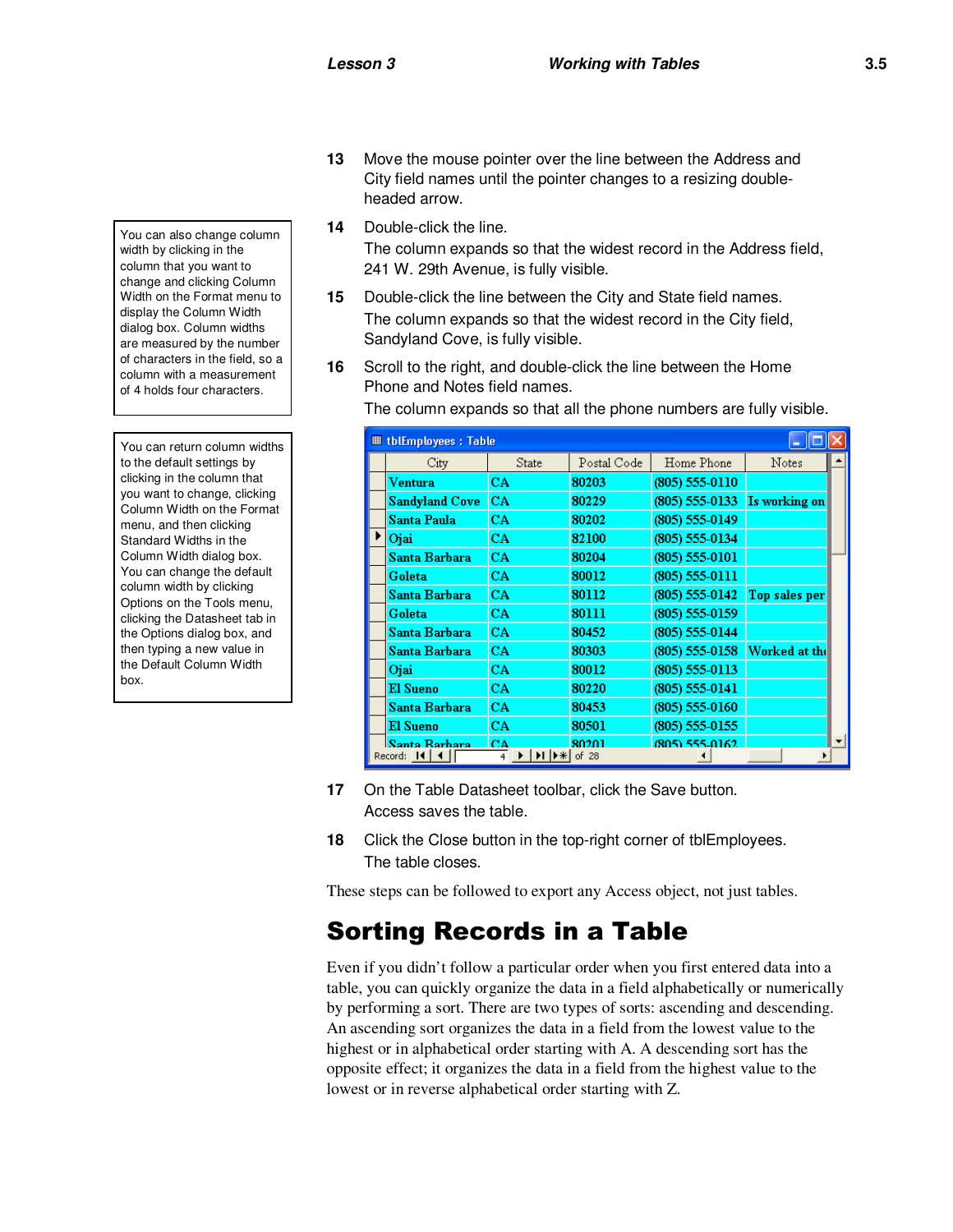> You can also change column width by clicking in the column that you want to change and clicking Column Width on the Format menu to display the Column Width dialog box. Column widths are measured by the number of characters in the field, so a column with a measurement of 4 holds four characters.

> You can return column widths to the default settings by clicking in the column that you want to change, clicking Column Width on the Format menu, and then clicking Standard Widths in the Column Width dialog box. You can change the default column width by clicking Options on the Tools menu, clicking the Datasheet tab in the Options dialog box, and then typing a new value in the Default Column Width box.

13 Move the mouse pointer over the line between the Address and City field names until the pointer changes to a resizing double-headed arrow.

14 Double-click the line.
The column expands so that the widest record in the Address field, 241 W. 29th Avenue, is fully visible.

15 Double-click the line between the City and State field names.
The column expands so that the widest record in the City field, Sandyland Cove, is fully visible.

16 Scroll to the right, and double-click the line between the Home Phone and Notes field names.
The column expands so that all the phone numbers are fully visible.

tblEmployees : Table

| City | State | Postal Code | Home Phone | Notes |
|---|---|---|---|---|
| Ventura | CA | 80203 | (805) 555-0110 | |
| Sandyland Cove | CA | 80229 | (805) 555-0133 | Is working on |
| Santa Paula | CA | 80202 | (805) 555-0149 | |
| Ojai | CA | 82100 | (805) 555-0134 | |
| Santa Barbara | CA | 80204 | (805) 555-0101 | |
| Goleta | CA | 80012 | (805) 555-0111 | |
| Santa Barbara | CA | 80112 | (805) 555-0142 | Top sales per |
| Goleta | CA | 80111 | (805) 555-0159 | |
| Santa Barbara | CA | 80452 | (805) 555-0144 | |
| Santa Barbara | CA | 80303 | (805) 555-0158 | Worked at th |
| Ojai | CA | 80012 | (805) 555-0113 | |
| El Sueno | CA | 80220 | (805) 555-0141 | |
| Santa Barbara | CA | 80453 | (805) 555-0160 | |
| El Sueno | CA | 80501 | (805) 555-0155 | |
| Santa Barbara | CA | 80201 | (805) 555-0162 | |

Record: 4 of 28

17 On the Table Datasheet toolbar, click the Save button.
Access saves the table.

18 Click the Close button in the top-right corner of tblEmployees.
The table closes.

These steps can be followed to export any Access object, not just tables.

## Sorting Records in a Table

Even if you didn't follow a particular order when you first entered data into a table, you can quickly organize the data in a field alphabetically or numerically by performing a sort. There are two types of sorts: ascending and descending. An ascending sort organizes the data in a field from the lowest value to the highest or in alphabetical order starting with A. A descending sort has the opposite effect; it organizes the data in a field from the highest value to the lowest or in reverse alphabetical order starting with Z.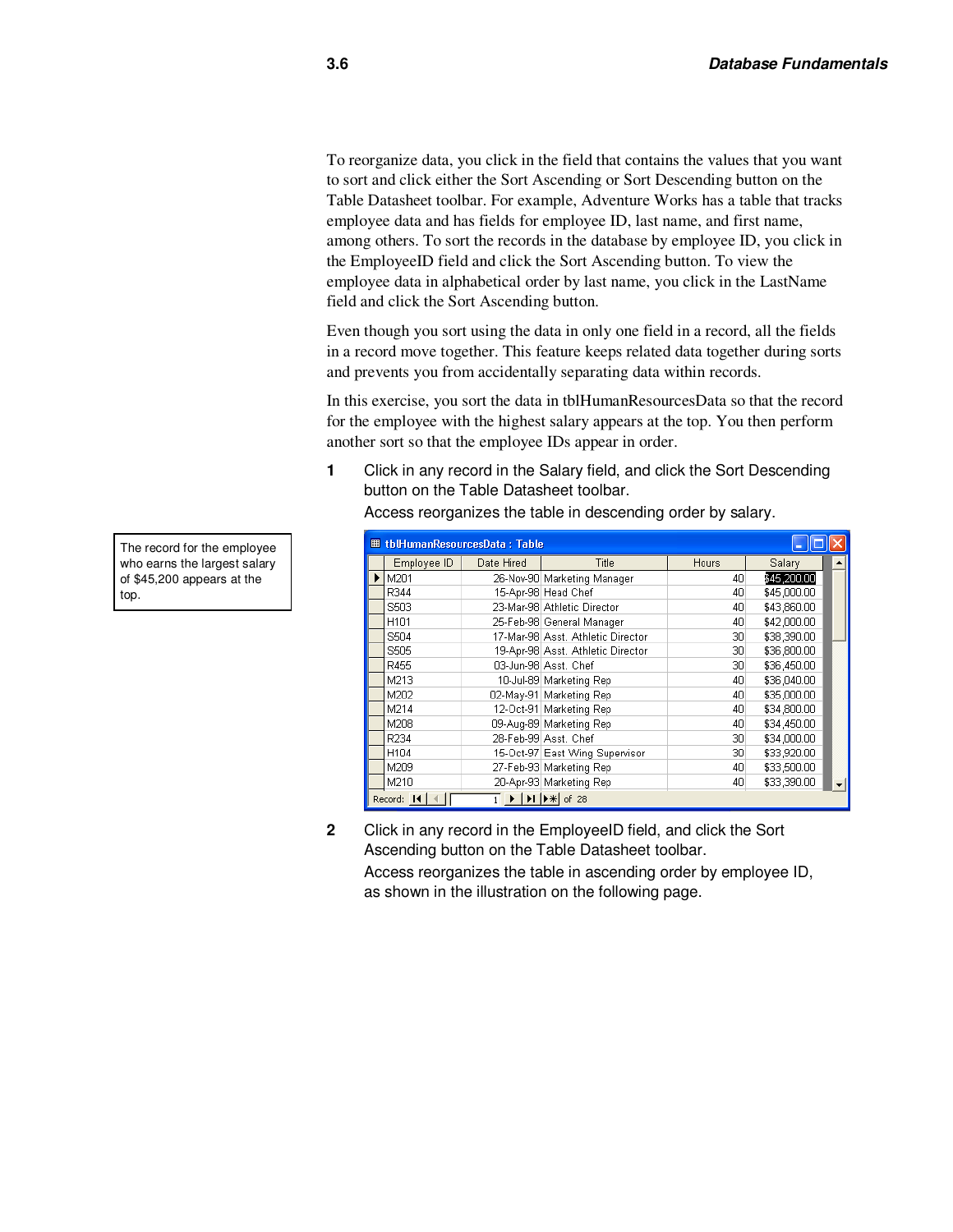To reorganize data, you click in the field that contains the values that you want to sort and click either the Sort Ascending or Sort Descending button on the Table Datasheet toolbar. For example, Adventure Works has a table that tracks employee data and has fields for employee ID, last name, and first name, among others. To sort the records in the database by employee ID, you click in the EmployeeID field and click the Sort Ascending button. To view the employee data in alphabetical order by last name, you click in the LastName field and click the Sort Ascending button.

Even though you sort using the data in only one field in a record, all the fields in a record move together. This feature keeps related data together during sorts and prevents you from accidentally separating data within records.

In this exercise, you sort the data in tblHumanResourcesData so that the record for the employee with the highest salary appears at the top. You then perform another sort so that the employee IDs appear in order.

1. Click in any record in the Salary field, and click the Sort Descending button on the Table Datasheet toolbar.

   Access reorganizes the table in descending order by salary.

The record for the employee who earns the largest salary of $45,200 appears at the top.

tblHumanResourcesData : Table

| Employee ID | Date Hired | Title | Hours | Salary |
|---|---|---|---|---|
| M201 | 26-Nov-90 | Marketing Manager | 40 | $45,200.00 |
| R344 | 15-Apr-98 | Head Chef | 40 | $45,000.00 |
| S503 | 23-Mar-98 | Athletic Director | 40 | $43,860.00 |
| H101 | 25-Feb-98 | General Manager | 40 | $42,000.00 |
| S504 | 17-Mar-98 | Asst. Athletic Director | 30 | $38,390.00 |
| S505 | 19-Apr-98 | Asst. Athletic Director | 30 | $36,800.00 |
| R455 | 03-Jun-98 | Asst. Chef | 30 | $36,450.00 |
| M213 | 10-Jul-89 | Marketing Rep | 40 | $36,040.00 |
| M202 | 02-May-91 | Marketing Rep | 40 | $35,000.00 |
| M214 | 12-Oct-91 | Marketing Rep | 40 | $34,800.00 |
| M208 | 09-Aug-89 | Marketing Rep | 40 | $34,450.00 |
| R234 | 28-Feb-99 | Asst. Chef | 30 | $34,000.00 |
| H104 | 15-Oct-97 | East Wing Supervisor | 30 | $33,920.00 |
| M209 | 27-Feb-93 | Marketing Rep | 40 | $33,500.00 |
| M210 | 20-Apr-93 | Marketing Rep | 40 | $33,390.00 |

Record: 1 of 28

2. Click in any record in the EmployeeID field, and click the Sort Ascending button on the Table Datasheet toolbar.

   Access reorganizes the table in ascending order by employee ID, as shown in the illustration on the following page.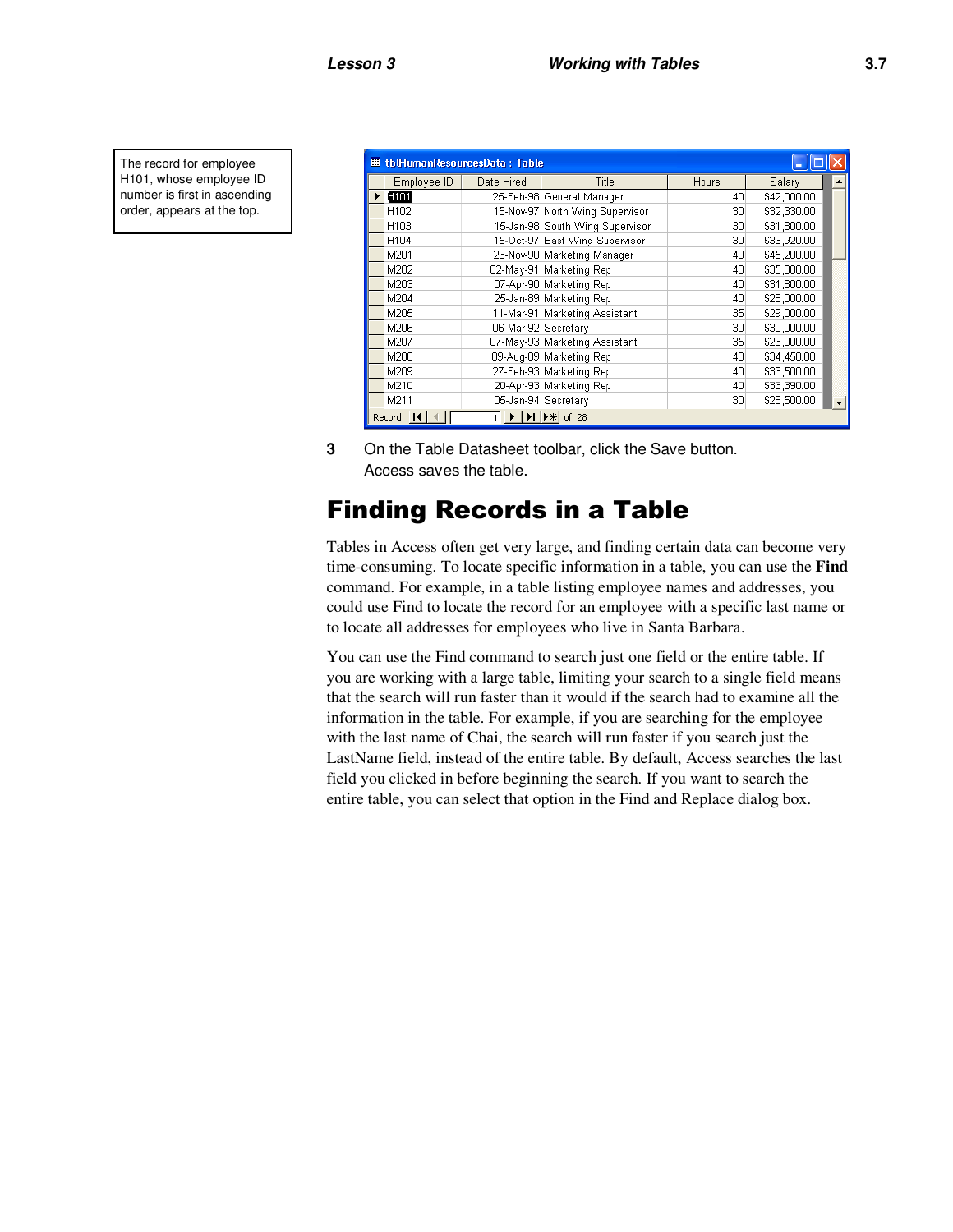The record for employee H101, whose employee ID number is first in ascending order, appears at the top.

tblHumanResourcesData : Table

| Employee ID | Date Hired | Title | Hours | Salary |
|---|---|---|---|---|
| H101 | 25-Feb-96 | General Manager | 40 | $42,000.00 |
| H102 | 15-Nov-97 | North Wing Supervisor | 30 | $32,330.00 |
| H103 | 15-Jan-98 | South Wing Supervisor | 30 | $31,800.00 |
| H104 | 15-Oct-97 | East Wing Supervisor | 30 | $33,920.00 |
| M201 | 26-Nov-90 | Marketing Manager | 40 | $45,200.00 |
| M202 | 02-May-91 | Marketing Rep | 40 | $35,000.00 |
| M203 | 07-Apr-90 | Marketing Rep | 40 | $31,800.00 |
| M204 | 25-Jan-89 | Marketing Rep | 40 | $28,000.00 |
| M205 | 11-Mar-91 | Marketing Assistant | 35 | $29,000.00 |
| M206 | 06-Mar-92 | Secretary | 30 | $30,000.00 |
| M207 | 07-May-93 | Marketing Assistant | 35 | $26,000.00 |
| M208 | 09-Aug-89 | Marketing Rep | 40 | $34,450.00 |
| M209 | 27-Feb-93 | Marketing Rep | 40 | $33,500.00 |
| M210 | 20-Apr-93 | Marketing Rep | 40 | $33,390.00 |
| M211 | 05-Jan-94 | Secretary | 30 | $28,500.00 |

Record: 1 of 28

**3** On the Table Datasheet toolbar, click the Save button.
Access saves the table.

## Finding Records in a Table

Tables in Access often get very large, and finding certain data can become very time-consuming. To locate specific information in a table, you can use the **Find** command. For example, in a table listing employee names and addresses, you could use Find to locate the record for an employee with a specific last name or to locate all addresses for employees who live in Santa Barbara.

You can use the Find command to search just one field or the entire table. If you are working with a large table, limiting your search to a single field means that the search will run faster than it would if the search had to examine all the information in the table. For example, if you are searching for the employee with the last name of Chai, the search will run faster if you search just the LastName field, instead of the entire table. By default, Access searches the last field you clicked in before beginning the search. If you want to search the entire table, you can select that option in the Find and Replace dialog box.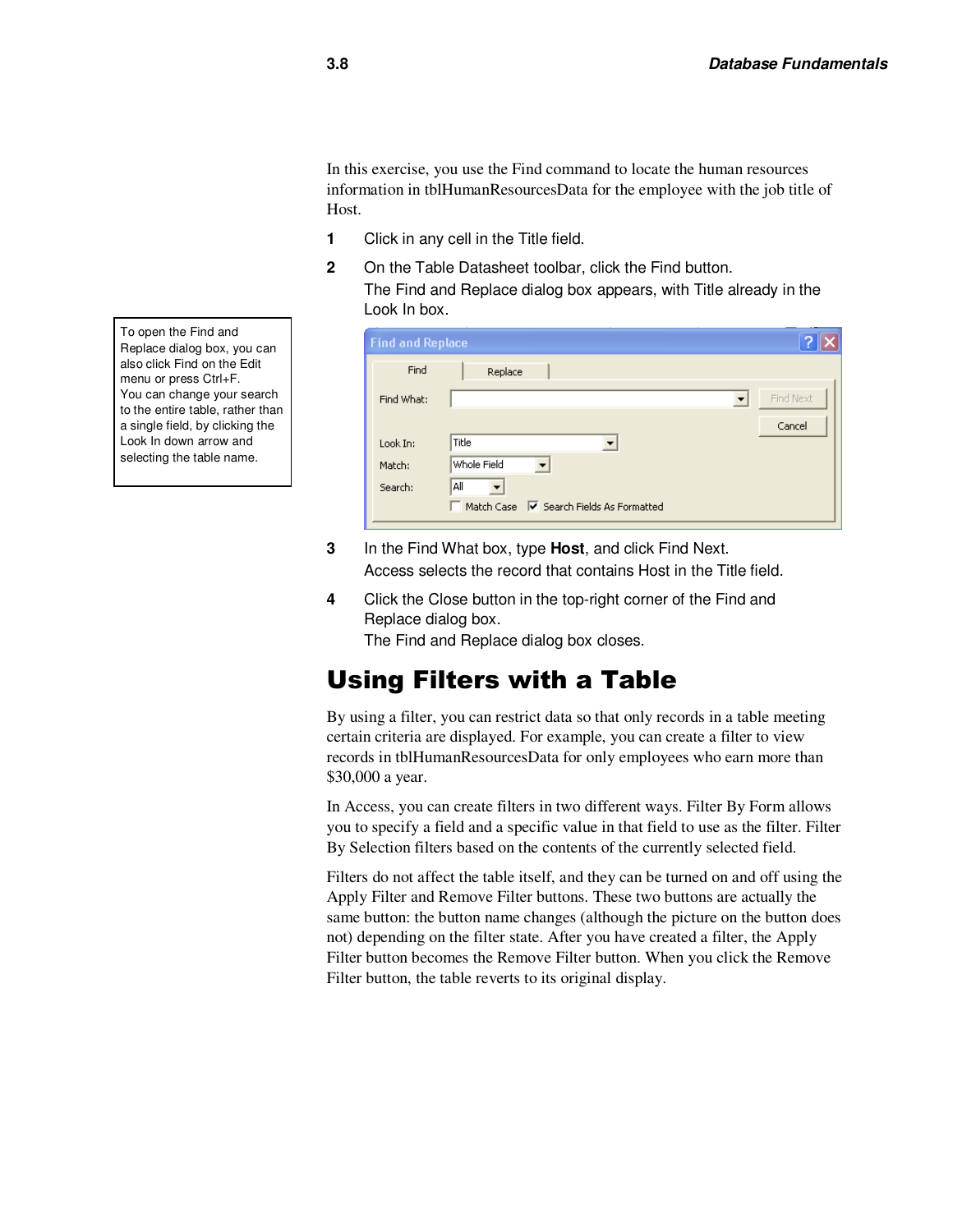In this exercise, you use the Find command to locate the human resources information in tblHumanResourcesData for the employee with the job title of Host.

1. Click in any cell in the Title field.
2. On the Table Datasheet toolbar, click the Find button.
   The Find and Replace dialog box appears, with Title already in the Look In box.

> To open the Find and Replace dialog box, you can also click Find on the Edit menu or press Ctrl+F. You can change your search to the entire table, rather than a single field, by clicking the Look In down arrow and selecting the table name.

3. In the Find What box, type **Host**, and click Find Next.
   Access selects the record that contains Host in the Title field.
4. Click the Close button in the top-right corner of the Find and Replace dialog box.
   The Find and Replace dialog box closes.

# Using Filters with a Table

By using a filter, you can restrict data so that only records in a table meeting certain criteria are displayed. For example, you can create a filter to view records in tblHumanResourcesData for only employees who earn more than $30,000 a year.

In Access, you can create filters in two different ways. Filter By Form allows you to specify a field and a specific value in that field to use as the filter. Filter By Selection filters based on the contents of the currently selected field.

Filters do not affect the table itself, and they can be turned on and off using the Apply Filter and Remove Filter buttons. These two buttons are actually the same button: the button name changes (although the picture on the button does not) depending on the filter state. After you have created a filter, the Apply Filter button becomes the Remove Filter button. When you click the Remove Filter button, the table reverts to its original display.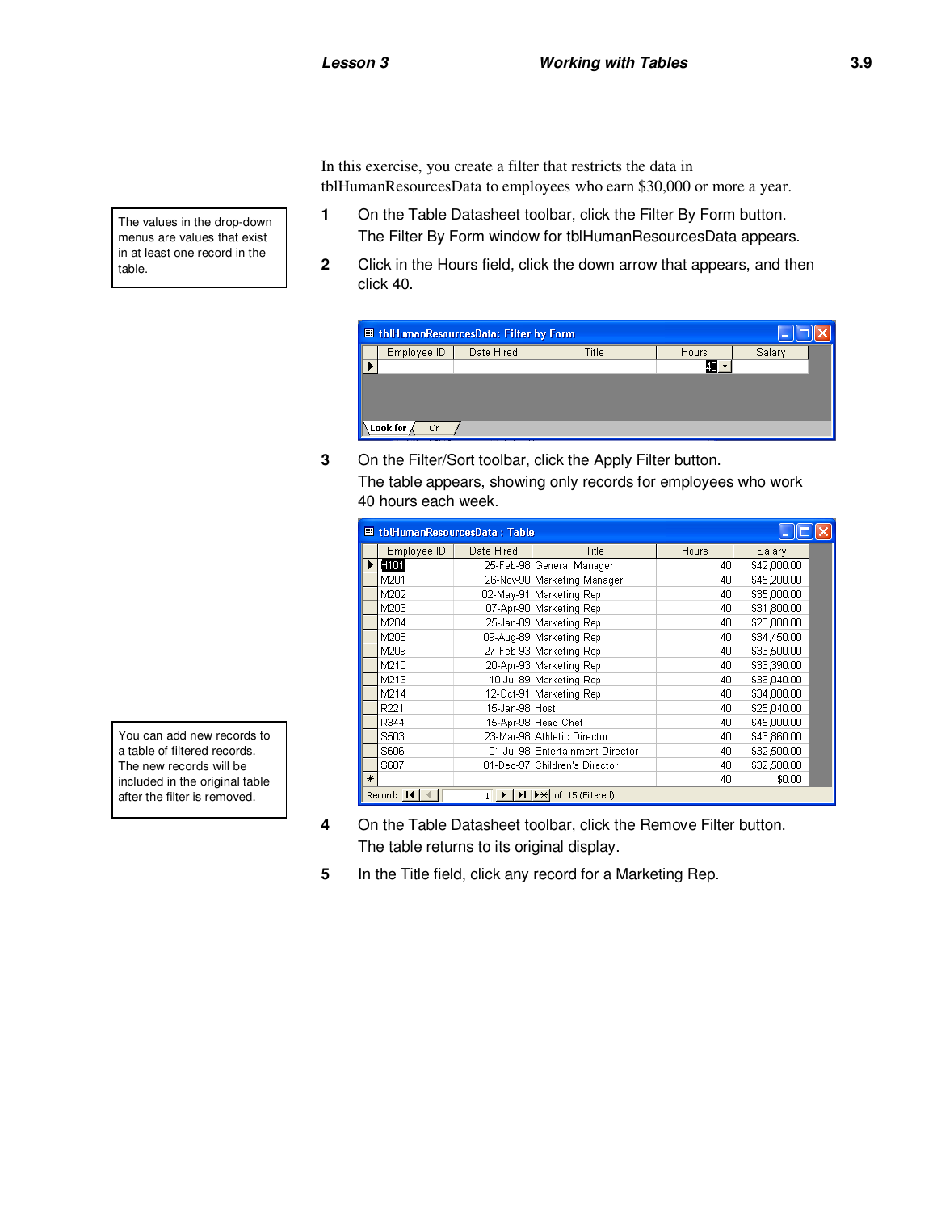In this exercise, you create a filter that restricts the data in tblHumanResourcesData to employees who earn $30,000 or more a year.

> The values in the drop-down menus are values that exist in at least one record in the table.

1. On the Table Datasheet toolbar, click the Filter By Form button.
   The Filter By Form window for tblHumanResourcesData appears.

2. Click in the Hours field, click the down arrow that appears, and then click 40.

**tblHumanResourcesData: Filter by Form**

| Employee ID | Date Hired | Title | Hours | Salary |
|---|---|---|---|---|
| | | | 40 | |

Look for / Or

3. On the Filter/Sort toolbar, click the Apply Filter button.
   The table appears, showing only records for employees who work 40 hours each week.

**tblHumanResourcesData : Table**

| Employee ID | Date Hired | Title | Hours | Salary |
|---|---|---|---|---|
| H101 | 25-Feb-98 | General Manager | 40 | $42,000.00 |
| M201 | 26-Nov-90 | Marketing Manager | 40 | $45,200.00 |
| M202 | 02-May-91 | Marketing Rep | 40 | $35,000.00 |
| M203 | 07-Apr-90 | Marketing Rep | 40 | $31,800.00 |
| M204 | 25-Jan-89 | Marketing Rep | 40 | $28,000.00 |
| M208 | 09-Aug-89 | Marketing Rep | 40 | $34,450.00 |
| M209 | 27-Feb-93 | Marketing Rep | 40 | $33,500.00 |
| M210 | 20-Apr-93 | Marketing Rep | 40 | $33,390.00 |
| M213 | 10-Jul-89 | Marketing Rep | 40 | $36,040.00 |
| M214 | 12-Oct-91 | Marketing Rep | 40 | $34,800.00 |
| R221 | 15-Jan-98 | Host | 40 | $25,040.00 |
| R344 | 15-Apr-98 | Head Chef | 40 | $45,000.00 |
| S503 | 23-Mar-98 | Athletic Director | 40 | $43,860.00 |
| S606 | 01-Jul-98 | Entertainment Director | 40 | $32,500.00 |
| S607 | 01-Dec-97 | Children's Director | 40 | $32,500.00 |
| * | | | 40 | $0.00 |

Record: 1 of 15 (Filtered)

> You can add new records to a table of filtered records. The new records will be included in the original table after the filter is removed.

4. On the Table Datasheet toolbar, click the Remove Filter button.
   The table returns to its original display.

5. In the Title field, click any record for a Marketing Rep.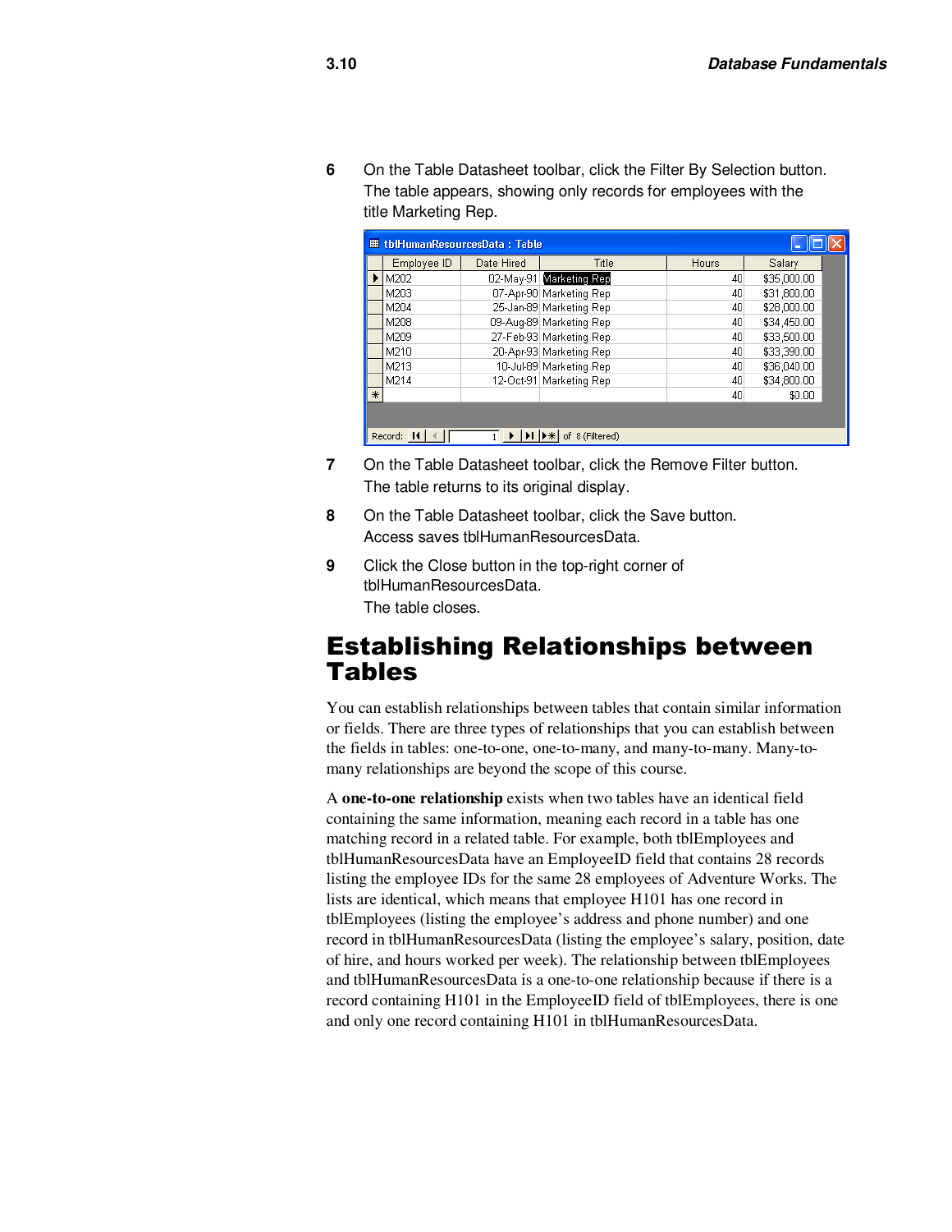6 On the Table Datasheet toolbar, click the Filter By Selection button. The table appears, showing only records for employees with the title Marketing Rep.

tblHumanResourcesData : Table

| Employee ID | Date Hired | Title | Hours | Salary |
|---|---|---|---|---|
| M202 | 02-May-91 | Marketing Rep | 40 | $35,000.00 |
| M203 | 07-Apr-90 | Marketing Rep | 40 | $31,800.00 |
| M204 | 25-Jan-89 | Marketing Rep | 40 | $28,000.00 |
| M208 | 09-Aug-89 | Marketing Rep | 40 | $34,450.00 |
| M209 | 27-Feb-93 | Marketing Rep | 40 | $33,500.00 |
| M210 | 20-Apr-93 | Marketing Rep | 40 | $33,390.00 |
| M213 | 10-Jul-89 | Marketing Rep | 40 | $36,040.00 |
| M214 | 12-Oct-91 | Marketing Rep | 40 | $34,800.00 |
| | | | 40 | $0.00 |

Record: 1 of 8 (Filtered)

7 On the Table Datasheet toolbar, click the Remove Filter button. The table returns to its original display.

8 On the Table Datasheet toolbar, click the Save button. Access saves tblHumanResourcesData.

9 Click the Close button in the top-right corner of tblHumanResourcesData. The table closes.

# Establishing Relationships between Tables

You can establish relationships between tables that contain similar information or fields. There are three types of relationships that you can establish between the fields in tables: one-to-one, one-to-many, and many-to-many. Many-to-many relationships are beyond the scope of this course.

A **one-to-one relationship** exists when two tables have an identical field containing the same information, meaning each record in a table has one matching record in a related table. For example, both tblEmployees and tblHumanResourcesData have an EmployeeID field that contains 28 records listing the employee IDs for the same 28 employees of Adventure Works. The lists are identical, which means that employee H101 has one record in tblEmployees (listing the employee's address and phone number) and one record in tblHumanResourcesData (listing the employee's salary, position, date of hire, and hours worked per week). The relationship between tblEmployees and tblHumanResourcesData is a one-to-one relationship because if there is a record containing H101 in the EmployeeID field of tblEmployees, there is one and only one record containing H101 in tblHumanResourcesData.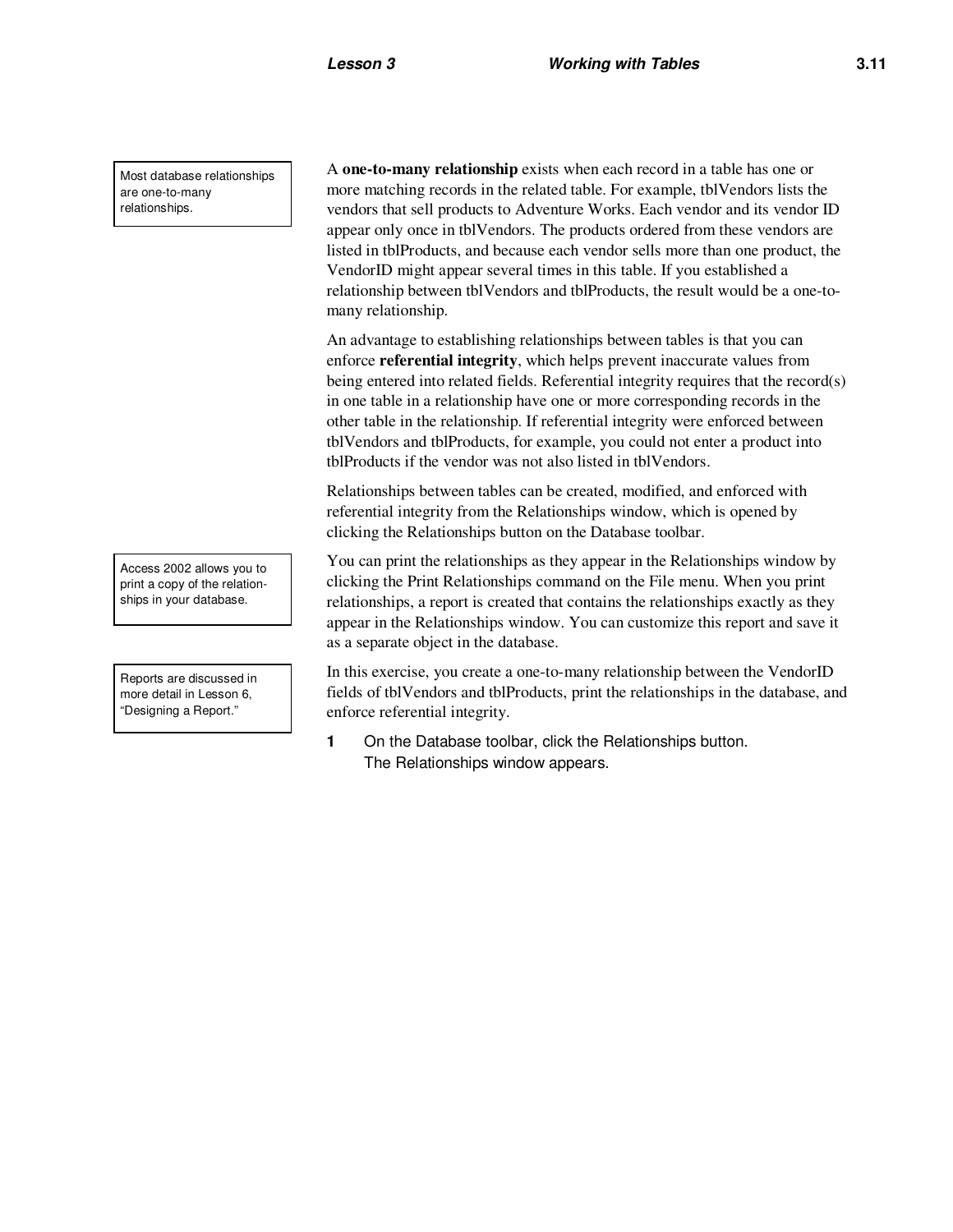> Most database relationships are one-to-many relationships.

A **one-to-many relationship** exists when each record in a table has one or more matching records in the related table. For example, tblVendors lists the vendors that sell products to Adventure Works. Each vendor and its vendor ID appear only once in tblVendors. The products ordered from these vendors are listed in tblProducts, and because each vendor sells more than one product, the VendorID might appear several times in this table. If you established a relationship between tblVendors and tblProducts, the result would be a one-to-many relationship.

An advantage to establishing relationships between tables is that you can enforce **referential integrity**, which helps prevent inaccurate values from being entered into related fields. Referential integrity requires that the record(s) in one table in a relationship have one or more corresponding records in the other table in the relationship. If referential integrity were enforced between tblVendors and tblProducts, for example, you could not enter a product into tblProducts if the vendor was not also listed in tblVendors.

Relationships between tables can be created, modified, and enforced with referential integrity from the Relationships window, which is opened by clicking the Relationships button on the Database toolbar.

> Access 2002 allows you to print a copy of the relationships in your database.

You can print the relationships as they appear in the Relationships window by clicking the Print Relationships command on the File menu. When you print relationships, a report is created that contains the relationships exactly as they appear in the Relationships window. You can customize this report and save it as a separate object in the database.

> Reports are discussed in more detail in Lesson 6, "Designing a Report."

In this exercise, you create a one-to-many relationship between the VendorID fields of tblVendors and tblProducts, print the relationships in the database, and enforce referential integrity.

1. On the Database toolbar, click the Relationships button.
   The Relationships window appears.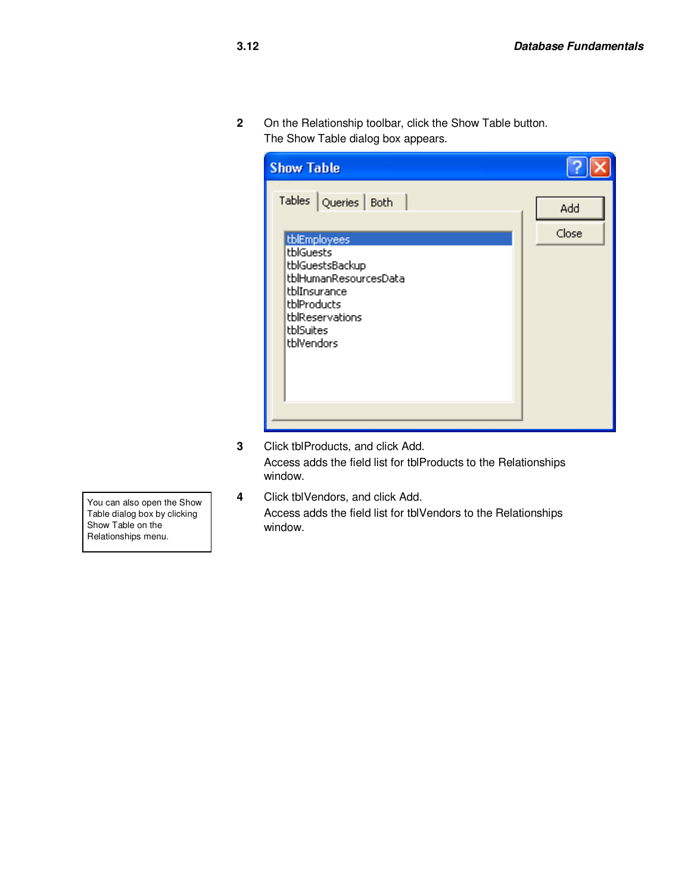2 On the Relationship toolbar, click the Show Table button.
The Show Table dialog box appears.

3 Click tblProducts, and click Add.
Access adds the field list for tblProducts to the Relationships window.

4 Click tblVendors, and click Add.
Access adds the field list for tblVendors to the Relationships window.

You can also open the Show Table dialog box by clicking Show Table on the Relationships menu.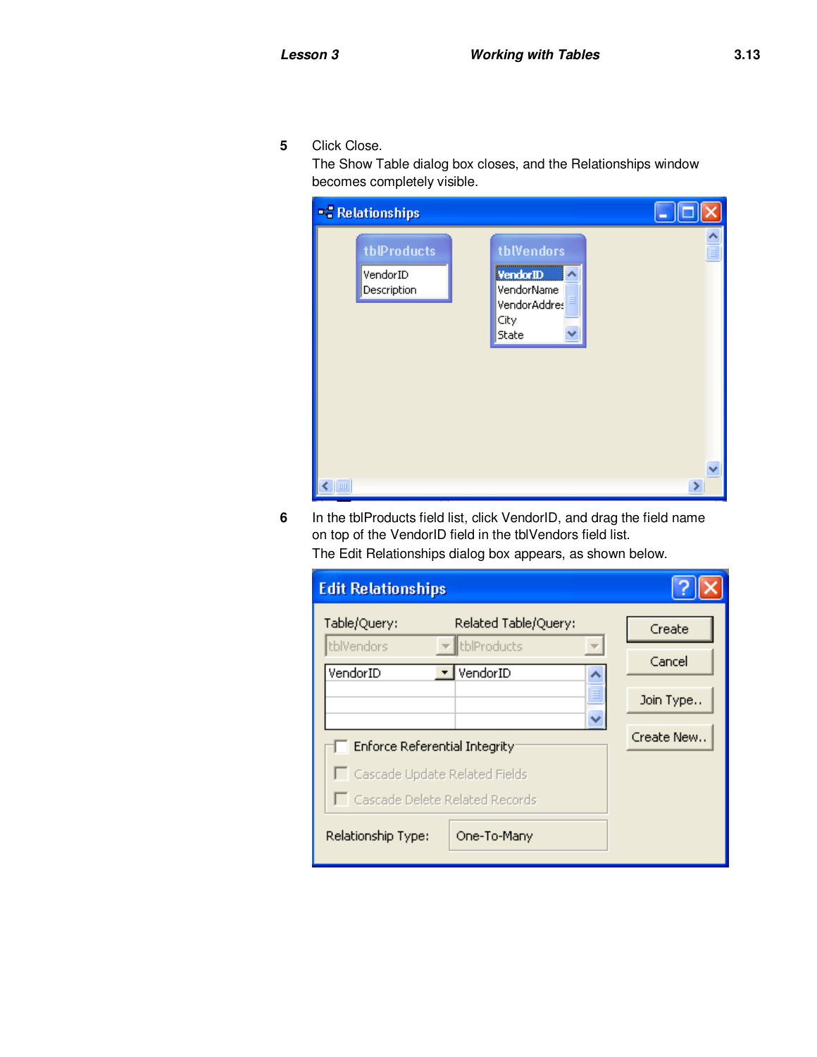**5** Click Close.

The Show Table dialog box closes, and the Relationships window becomes completely visible.

**6** In the tblProducts field list, click VendorID, and drag the field name on top of the VendorID field in the tblVendors field list.

The Edit Relationships dialog box appears, as shown below.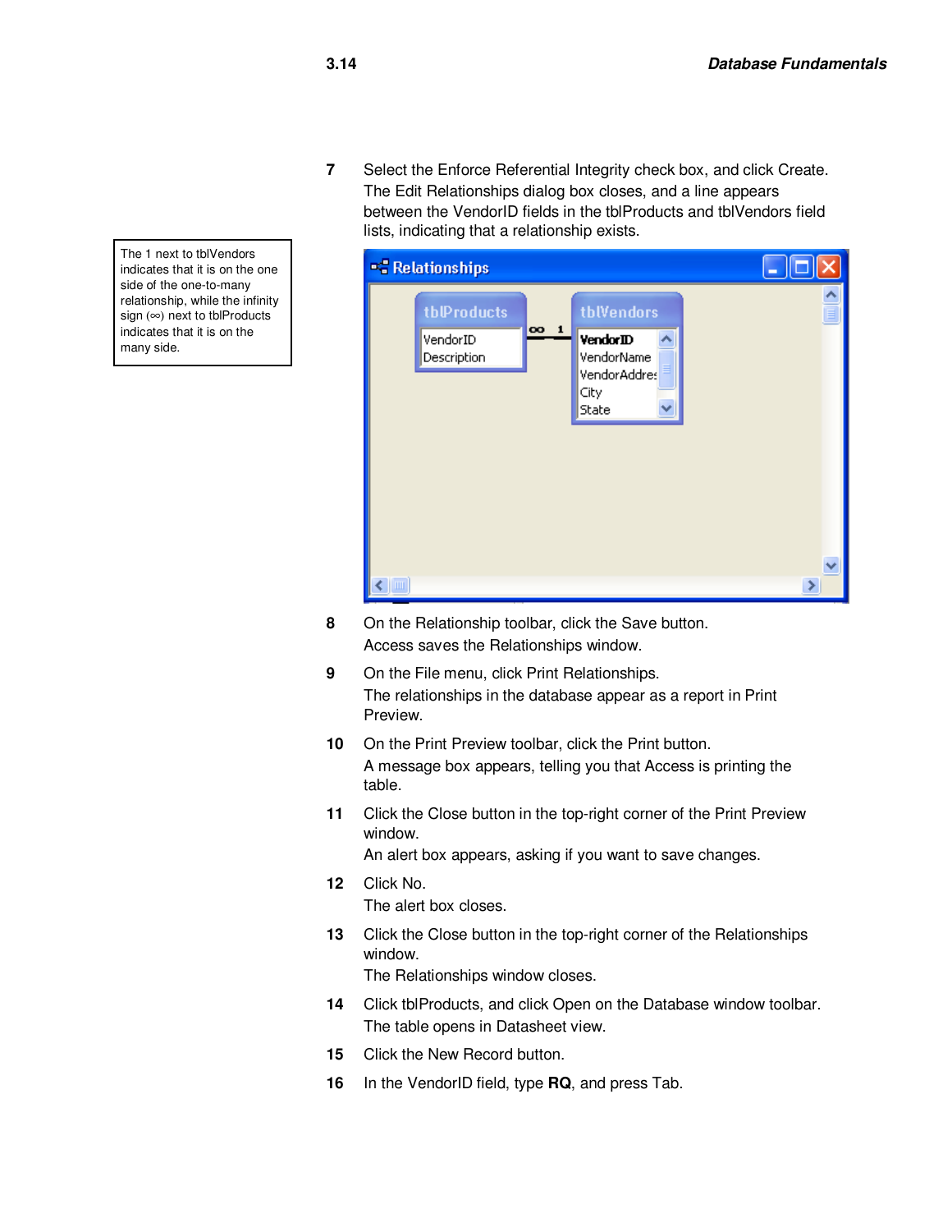7 Select the Enforce Referential Integrity check box, and click Create.
The Edit Relationships dialog box closes, and a line appears between the VendorID fields in the tblProducts and tblVendors field lists, indicating that a relationship exists.

> The 1 next to tblVendors indicates that it is on the one side of the one-to-many relationship, while the infinity sign (∞) next to tblProducts indicates that it is on the many side.

8 On the Relationship toolbar, click the Save button.
Access saves the Relationships window.

9 On the File menu, click Print Relationships.
The relationships in the database appear as a report in Print Preview.

10 On the Print Preview toolbar, click the Print button.
A message box appears, telling you that Access is printing the table.

11 Click the Close button in the top-right corner of the Print Preview window.
An alert box appears, asking if you want to save changes.

12 Click No.
The alert box closes.

13 Click the Close button in the top-right corner of the Relationships window.
The Relationships window closes.

14 Click tblProducts, and click Open on the Database window toolbar.
The table opens in Datasheet view.

15 Click the New Record button.

16 In the VendorID field, type **RQ**, and press Tab.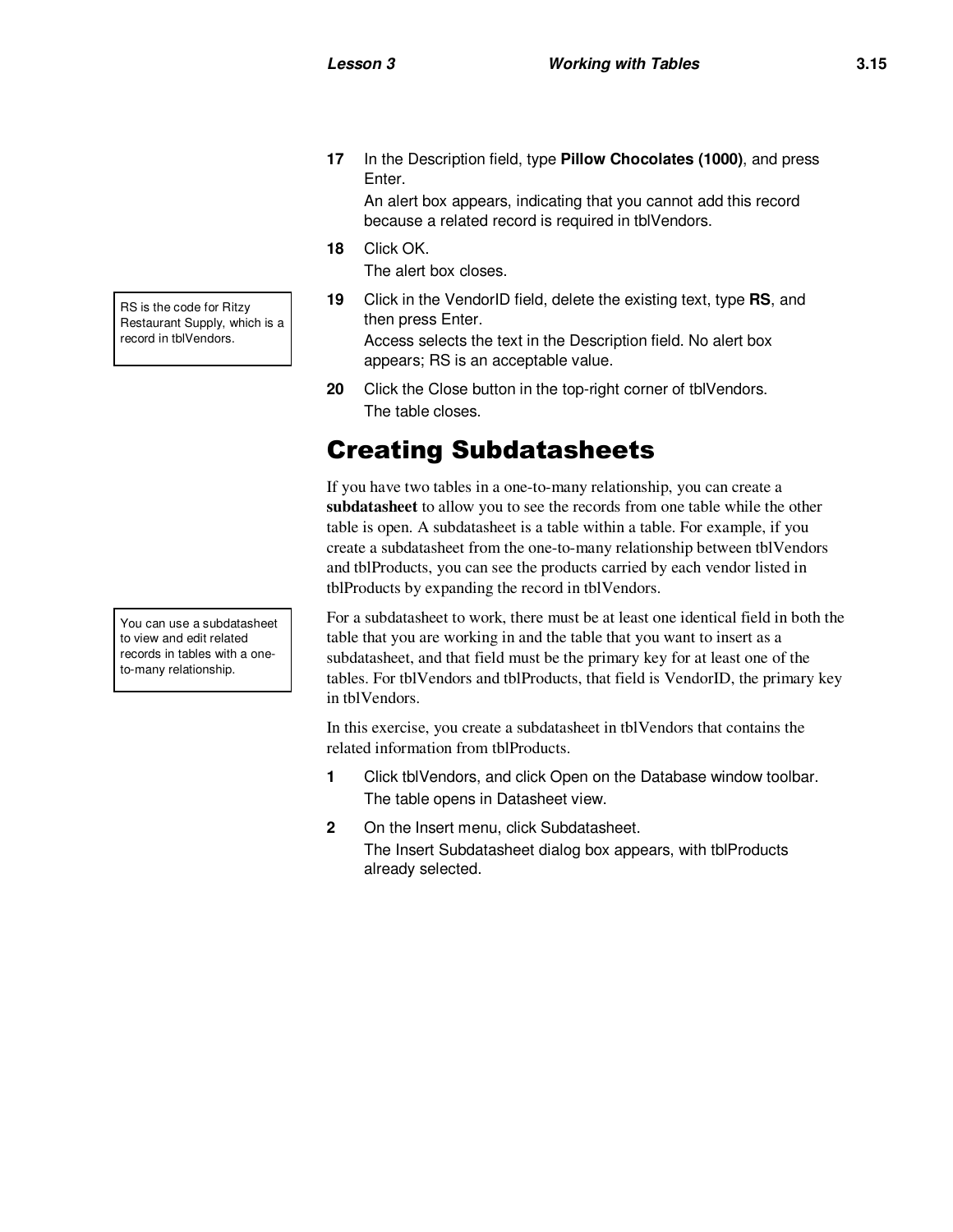17 In the Description field, type **Pillow Chocolates (1000)**, and press Enter.

An alert box appears, indicating that you cannot add this record because a related record is required in tblVendors.

18 Click OK.

The alert box closes.

RS is the code for Ritzy Restaurant Supply, which is a record in tblVendors.

19 Click in the VendorID field, delete the existing text, type **RS**, and then press Enter.

Access selects the text in the Description field. No alert box appears; RS is an acceptable value.

20 Click the Close button in the top-right corner of tblVendors.

The table closes.

# Creating Subdatasheets

If you have two tables in a one-to-many relationship, you can create a **subdatasheet** to allow you to see the records from one table while the other table is open. A subdatasheet is a table within a table. For example, if you create a subdatasheet from the one-to-many relationship between tblVendors and tblProducts, you can see the products carried by each vendor listed in tblProducts by expanding the record in tblVendors.

You can use a subdatasheet to view and edit related records in tables with a one-to-many relationship.

For a subdatasheet to work, there must be at least one identical field in both the table that you are working in and the table that you want to insert as a subdatasheet, and that field must be the primary key for at least one of the tables. For tblVendors and tblProducts, that field is VendorID, the primary key in tblVendors.

In this exercise, you create a subdatasheet in tblVendors that contains the related information from tblProducts.

1 Click tblVendors, and click Open on the Database window toolbar.

The table opens in Datasheet view.

2 On the Insert menu, click Subdatasheet.

The Insert Subdatasheet dialog box appears, with tblProducts already selected.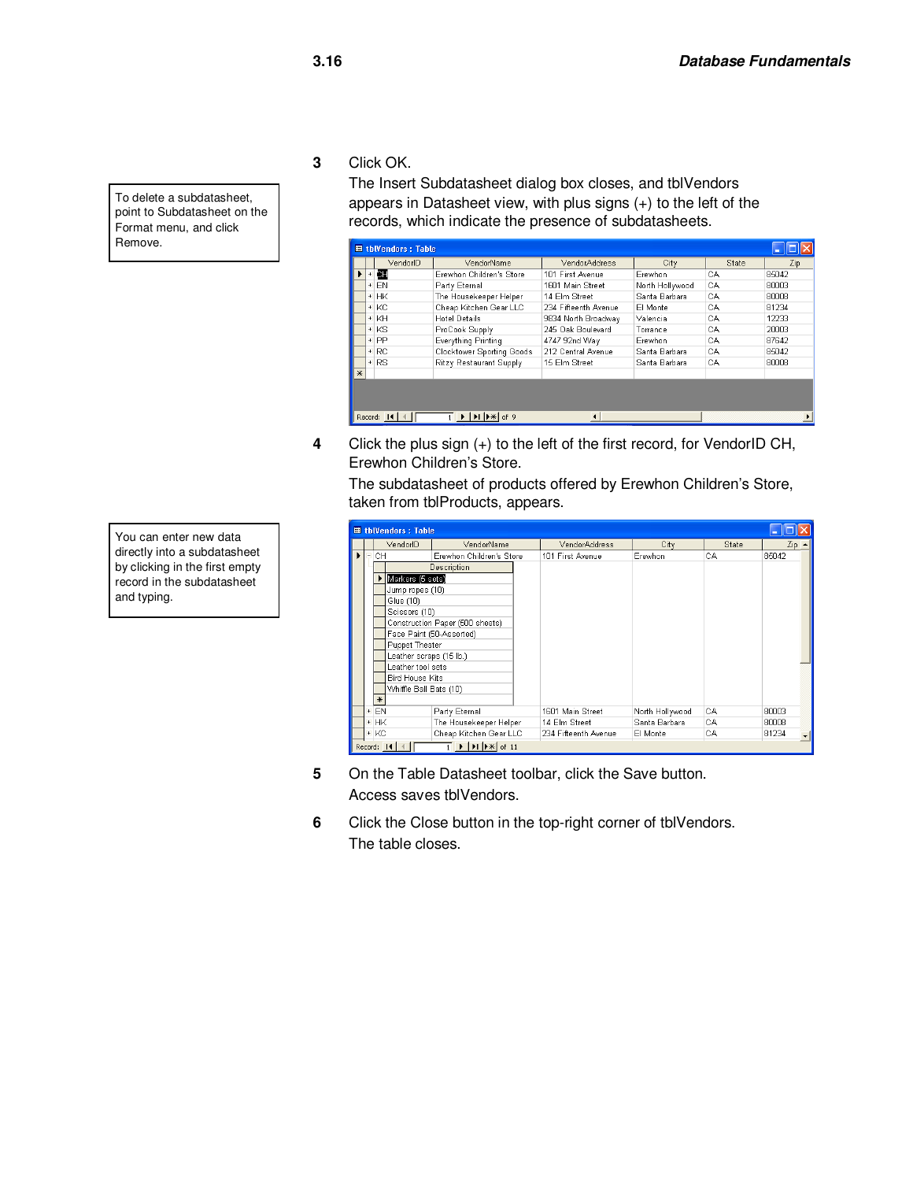> To delete a subdatasheet, point to Subdatasheet on the Format menu, and click Remove.

3 Click OK.

The Insert Subdatasheet dialog box closes, and tblVendors appears in Datasheet view, with plus signs (+) to the left of the records, which indicate the presence of subdatasheets.

**tblVendors : Table**

| | VendorID | VendorName | VendorAddress | City | State | Zip |
|---|---|---|---|---|---|---|
| + | CH | Erewhon Children's Store | 101 First Avenue | Erewhon | CA | 85042 |
| + | EN | Party Eternal | 1601 Main Street | North Hollywood | CA | 80003 |
| + | HK | The Housekeeper Helper | 14 Elm Street | Santa Barbara | CA | 80008 |
| + | KC | Cheap Kitchen Gear LLC | 234 Fifteenth Avenue | El Monte | CA | 81234 |
| + | KH | Hotel Details | 9834 North Broadway | Valencia | CA | 12233 |
| + | KS | ProCook Supply | 245 Oak Boulevard | Torrance | CA | 20003 |
| + | PP | Everything Printing | 4747 92nd Way | Erewhon | CA | 87642 |
| + | RC | Clocktower Sporting Goods | 212 Central Avenue | Santa Barbara | CA | 85042 |
| + | RS | Ritzy Restaurant Supply | 15 Elm Street | Santa Barbara | CA | 80008 |

Record: 1 of 9

4 Click the plus sign (+) to the left of the first record, for VendorID CH, Erewhon Children's Store.

The subdatasheet of products offered by Erewhon Children's Store, taken from tblProducts, appears.

> You can enter new data directly into a subdatasheet by clicking in the first empty record in the subdatasheet and typing.

**tblVendors : Table**

| | VendorID | VendorName | VendorAddress | City | State | Zip |
|---|---|---|---|---|---|---|
| − | CH | Erewhon Children's Store | 101 First Avenue | Erewhon | CA | 85042 |

| Description |
|---|
| Markers (5 sets) |
| Jump ropes (10) |
| Glue (10) |
| Scissors (10) |
| Construction Paper (500 sheets) |
| Face Paint (50-Assorted) |
| Puppet Theater |
| Leather scraps (15 lb.) |
| Leather tool sets |
| Bird House Kits |
| Whiffle Ball Bats (10) |

| | VendorID | VendorName | VendorAddress | City | State | Zip |
|---|---|---|---|---|---|---|
| + | EN | Party Eternal | 1601 Main Street | North Hollywood | CA | 80003 |
| + | HK | The Housekeeper Helper | 14 Elm Street | Santa Barbara | CA | 80008 |
| + | KC | Cheap Kitchen Gear LLC | 234 Fifteenth Avenue | El Monte | CA | 81234 |

Record: 1 of 11

5 On the Table Datasheet toolbar, click the Save button.

Access saves tblVendors.

6 Click the Close button in the top-right corner of tblVendors.

The table closes.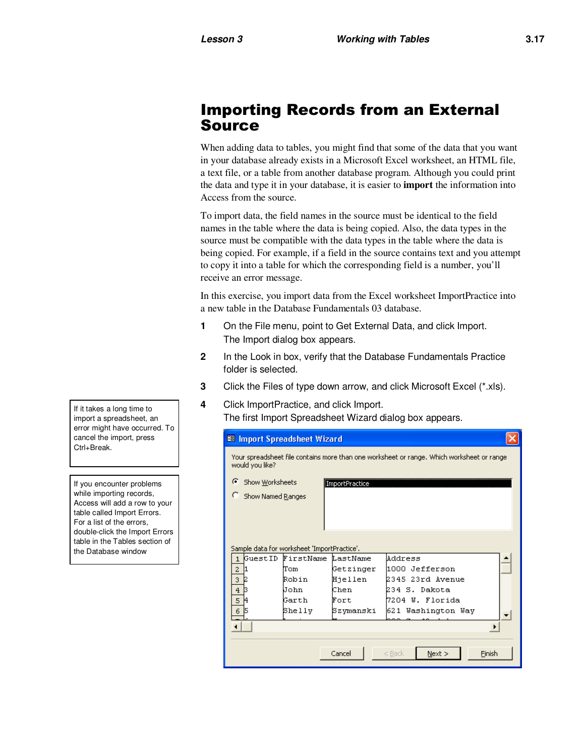# Importing Records from an External Source

When adding data to tables, you might find that some of the data that you want in your database already exists in a Microsoft Excel worksheet, an HTML file, a text file, or a table from another database program. Although you could print the data and type it in your database, it is easier to **import** the information into Access from the source.

To import data, the field names in the source must be identical to the field names in the table where the data is being copied. Also, the data types in the source must be compatible with the data types in the table where the data is being copied. For example, if a field in the source contains text and you attempt to copy it into a table for which the corresponding field is a number, you'll receive an error message.

In this exercise, you import data from the Excel worksheet ImportPractice into a new table in the Database Fundamentals 03 database.

1. On the File menu, point to Get External Data, and click Import.
   The Import dialog box appears.
2. In the Look in box, verify that the Database Fundamentals Practice folder is selected.
3. Click the Files of type down arrow, and click Microsoft Excel (*.xls).
4. Click ImportPractice, and click Import.
   The first Import Spreadsheet Wizard dialog box appears.

If it takes a long time to import a spreadsheet, an error might have occurred. To cancel the import, press Ctrl+Break.

If you encounter problems while importing records, Access will add a row to your table called Import Errors. For a list of the errors, double-click the Import Errors table in the Tables section of the Database window

**Import Spreadsheet Wizard**

Your spreadsheet file contains more than one worksheet or range. Which worksheet or range would you like?

- Show Worksheets
- Show Named Ranges

ImportPractice

Sample data for worksheet 'ImportPractice'.

| | | | | |
|---|---|---|---|---|
| 1 | GuestID | FirstName | LastName | Address |
| 2 | 1 | Tom | Getzinger | 1000 Jefferson |
| 3 | 2 | Robin | Hjellen | 2345 23rd Avenue |
| 4 | 3 | John | Chen | 234 S. Dakota |
| 5 | 4 | Garth | Fort | 7204 W. Florida |
| 6 | 5 | Shelly | Szymanski | 621 Washington Way |

Cancel | < Back | Next > | Finish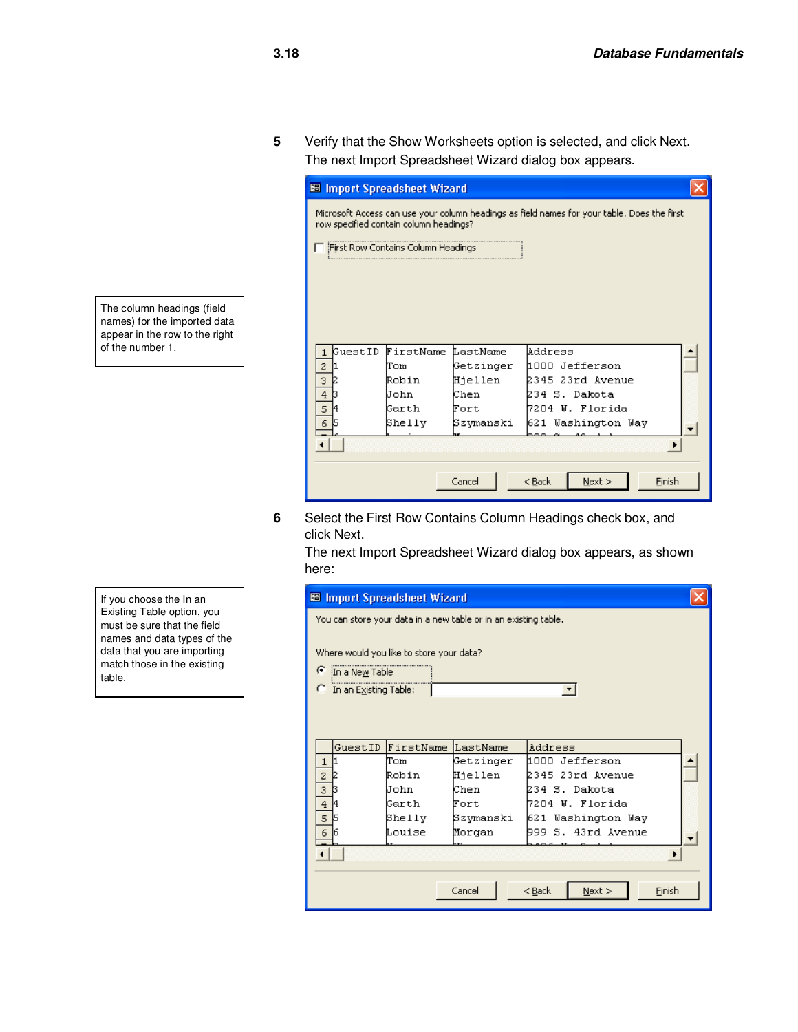5 Verify that the Show Worksheets option is selected, and click Next. The next Import Spreadsheet Wizard dialog box appears.

The column headings (field names) for the imported data appear in the row to the right of the number 1.

**Import Spreadsheet Wizard**

Microsoft Access can use your column headings as field names for your table. Does the first row specified contain column headings?

☐ First Row Contains Column Headings

| | | | | |
|---|---|---|---|---|
| 1 | GuestID | FirstName | LastName | Address |
| 2 | 1 | Tom | Getzinger | 1000 Jefferson |
| 3 | 2 | Robin | Hjellen | 2345 23rd Avenue |
| 4 | 3 | John | Chen | 234 S. Dakota |
| 5 | 4 | Garth | Fort | 7204 W. Florida |
| 6 | 5 | Shelly | Szymanski | 621 Washington Way |

Cancel | < Back | Next > | Finish

6 Select the First Row Contains Column Headings check box, and click Next.
The next Import Spreadsheet Wizard dialog box appears, as shown here:

If you choose the In an Existing Table option, you must be sure that the field names and data types of the data that you are importing match those in the existing table.

**Import Spreadsheet Wizard**

You can store your data in a new table or in an existing table.

Where would you like to store your data?

◉ In a New Table

○ In an Existing Table:

| | GuestID | FirstName | LastName | Address |
|---|---|---|---|---|
| 1 | 1 | Tom | Getzinger | 1000 Jefferson |
| 2 | 2 | Robin | Hjellen | 2345 23rd Avenue |
| 3 | 3 | John | Chen | 234 S. Dakota |
| 4 | 4 | Garth | Fort | 7204 W. Florida |
| 5 | 5 | Shelly | Szymanski | 621 Washington Way |
| 6 | 6 | Louise | Morgan | 999 S. 43rd Avenue |

Cancel | < Back | Next > | Finish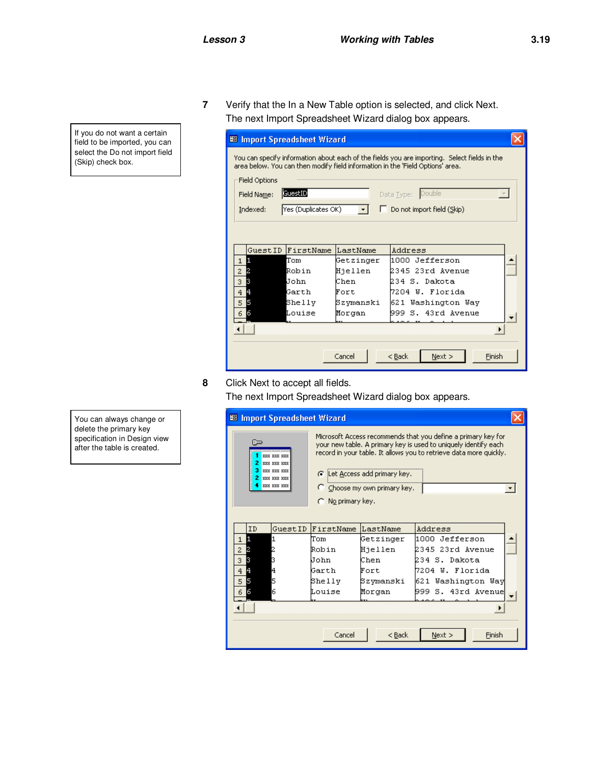> If you do not want a certain field to be imported, you can select the Do not import field (Skip) check box.

7 Verify that the In a New Table option is selected, and click Next.
The next Import Spreadsheet Wizard dialog box appears.

**Import Spreadsheet Wizard**

You can specify information about each of the fields you are importing. Select fields in the area below. You can then modify field information in the 'Field Options' area.

Field Options

- Field Name: GuestID
- Data Type: Double
- Indexed: Yes (Duplicates OK)
- Do not import field (Skip)

| | GuestID | FirstName | LastName | Address |
|---|---|---|---|---|
| 1 | 1 | Tom | Getzinger | 1000 Jefferson |
| 2 | 2 | Robin | Hjellen | 2345 23rd Avenue |
| 3 | 3 | John | Chen | 234 S. Dakota |
| 4 | 4 | Garth | Fort | 7204 W. Florida |
| 5 | 5 | Shelly | Szymanski | 621 Washington Way |
| 6 | 6 | Louise | Morgan | 999 S. 43rd Avenue |

Cancel | < Back | Next > | Finish

> You can always change or delete the primary key specification in Design view after the table is created.

8 Click Next to accept all fields.
The next Import Spreadsheet Wizard dialog box appears.

**Import Spreadsheet Wizard**

Microsoft Access recommends that you define a primary key for your new table. A primary key is used to uniquely identify each record in your table. It allows you to retrieve data more quickly.

- Let Access add primary key.
- Choose my own primary key.
- No primary key.

| | ID | GuestID | FirstName | LastName | Address |
|---|---|---|---|---|---|
| 1 | 1 | 1 | Tom | Getzinger | 1000 Jefferson |
| 2 | 2 | 2 | Robin | Hjellen | 2345 23rd Avenue |
| 3 | 3 | 3 | John | Chen | 234 S. Dakota |
| 4 | 4 | 4 | Garth | Fort | 7204 W. Florida |
| 5 | 5 | 5 | Shelly | Szymanski | 621 Washington Way |
| 6 | 6 | 6 | Louise | Morgan | 999 S. 43rd Avenue |

Cancel | < Back | Next > | Finish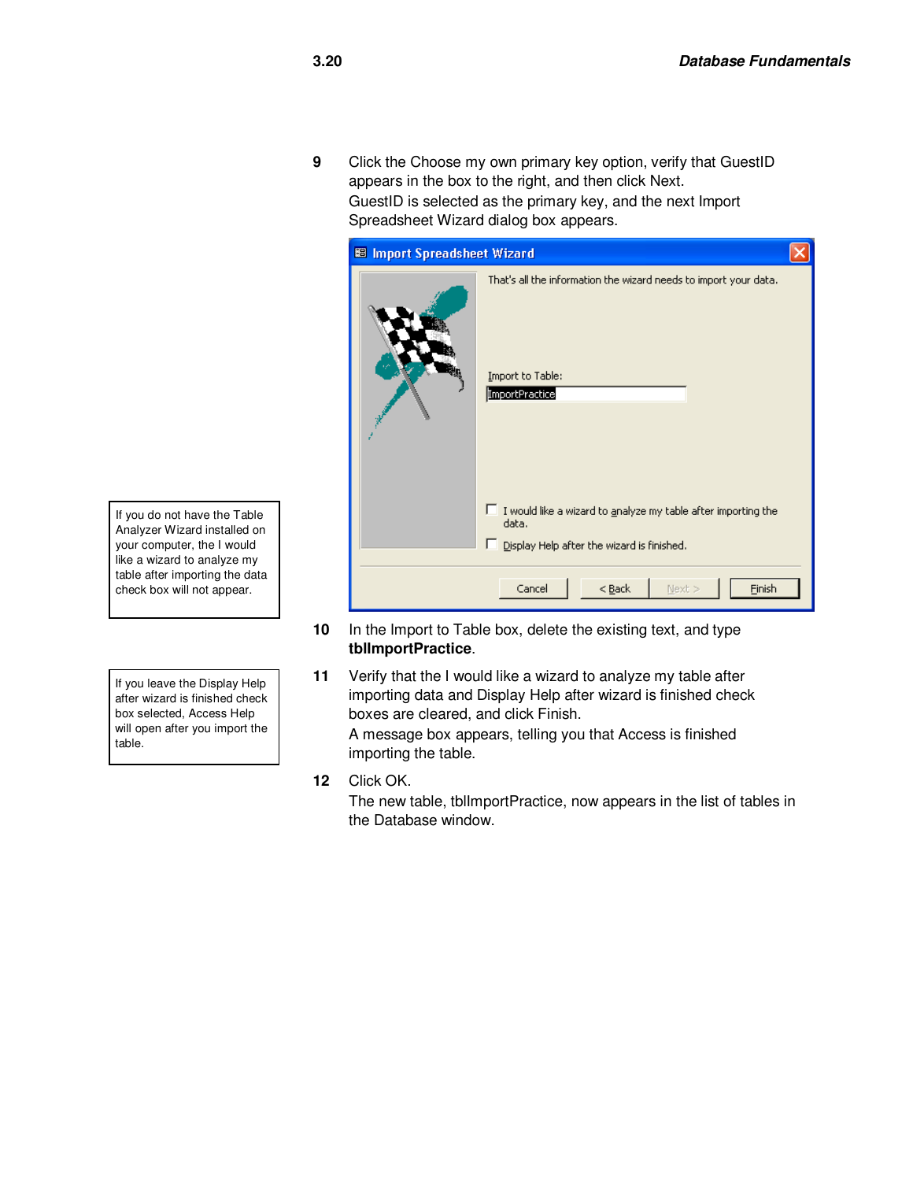9 Click the Choose my own primary key option, verify that GuestID appears in the box to the right, and then click Next.
GuestID is selected as the primary key, and the next Import Spreadsheet Wizard dialog box appears.

> If you do not have the Table Analyzer Wizard installed on your computer, the I would like a wizard to analyze my table after importing the data check box will not appear.

10 In the Import to Table box, delete the existing text, and type **tblImportPractice**.

> If you leave the Display Help after wizard is finished check box selected, Access Help will open after you import the table.

11 Verify that the I would like a wizard to analyze my table after importing data and Display Help after wizard is finished check boxes are cleared, and click Finish.
A message box appears, telling you that Access is finished importing the table.

12 Click OK.
The new table, tblImportPractice, now appears in the list of tables in the Database window.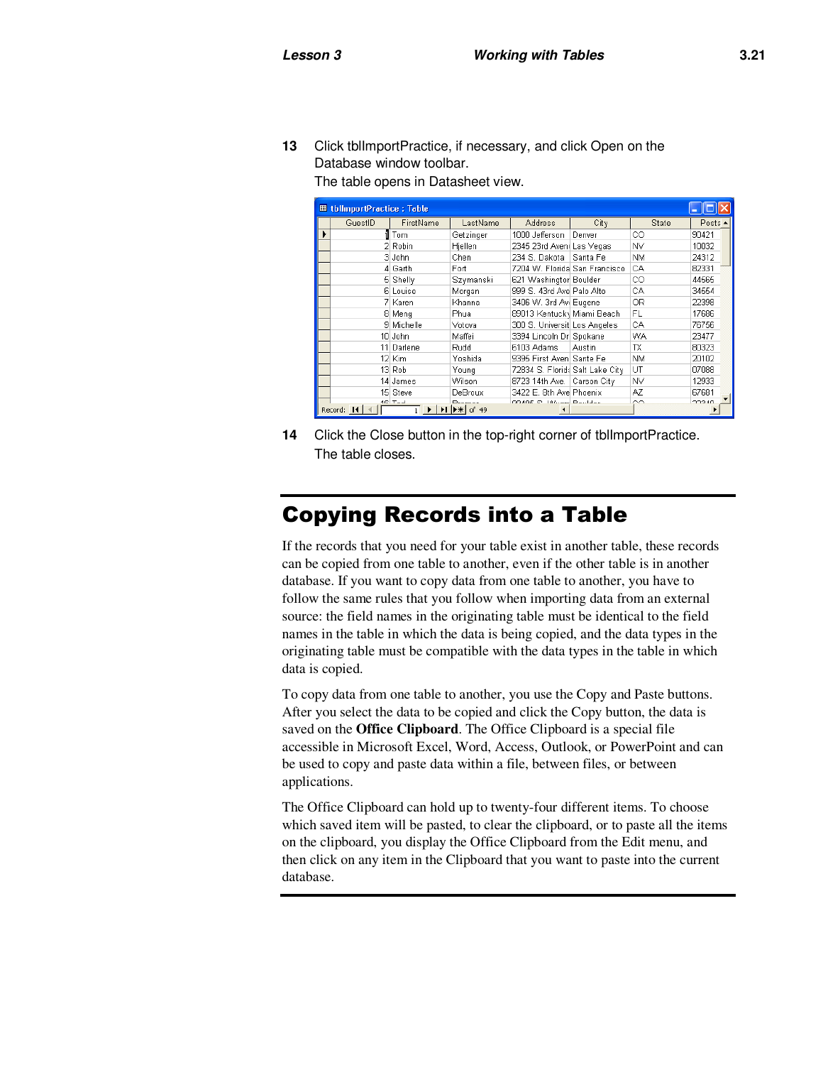**13** Click tblImportPractice, if necessary, and click Open on the Database window toolbar.

The table opens in Datasheet view.

**tblImportPractice : Table**

| GuestID | FirstName | LastName | Address | City | State | Posta |
|---|---|---|---|---|---|---|
| 1 | Tom | Getzinger | 1000 Jefferson | Denver | CO | 90421 |
| 2 | Robin | Hjellen | 2345 23rd Aven | Las Vegas | NV | 10032 |
| 3 | John | Chen | 234 S. Dakota | Santa Fe | NM | 24312 |
| 4 | Garth | Fort | 7204 W. Florida | San Francisco | CA | 82331 |
| 5 | Shelly | Szymanski | 621 Washington | Boulder | CO | 44565 |
| 6 | Louise | Morgan | 999 S. 43rd Ave | Palo Alto | CA | 34554 |
| 7 | Karen | Khanna | 3406 W. 3rd Av | Eugene | OR | 22398 |
| 8 | Meng | Phua | 69013 Kentucky | Miami Beach | FL | 17686 |
| 9 | Michelle | Votova | 300 S. Universit | Los Angeles | CA | 76756 |
| 10 | John | Maffei | 3394 Lincoln Dr | Spokane | WA | 23477 |
| 11 | Darlene | Rudd | 6103 Adams | Austin | TX | 80323 |
| 12 | Kim | Yoshida | 9396 First Aven | Santa Fe | NM | 20102 |
| 13 | Rob | Young | 72834 S. Florida | Salt Lake City | UT | 07086 |
| 14 | James | Wilson | 6723 14th Ave. | Carson City | NV | 12933 |
| 15 | Steve | DeBroux | 3422 E. 8th Ave | Phoenix | AZ | 67681 |

Record: 1 of 49

**14** Click the Close button in the top-right corner of tblImportPractice.

The table closes.

## Copying Records into a Table

If the records that you need for your table exist in another table, these records can be copied from one table to another, even if the other table is in another database. If you want to copy data from one table to another, you have to follow the same rules that you follow when importing data from an external source: the field names in the originating table must be identical to the field names in the table in which the data is being copied, and the data types in the originating table must be compatible with the data types in the table in which data is copied.

To copy data from one table to another, you use the Copy and Paste buttons. After you select the data to be copied and click the Copy button, the data is saved on the **Office Clipboard**. The Office Clipboard is a special file accessible in Microsoft Excel, Word, Access, Outlook, or PowerPoint and can be used to copy and paste data within a file, between files, or between applications.

The Office Clipboard can hold up to twenty-four different items. To choose which saved item will be pasted, to clear the clipboard, or to paste all the items on the clipboard, you display the Office Clipboard from the Edit menu, and then click on any item in the Clipboard that you want to paste into the current database.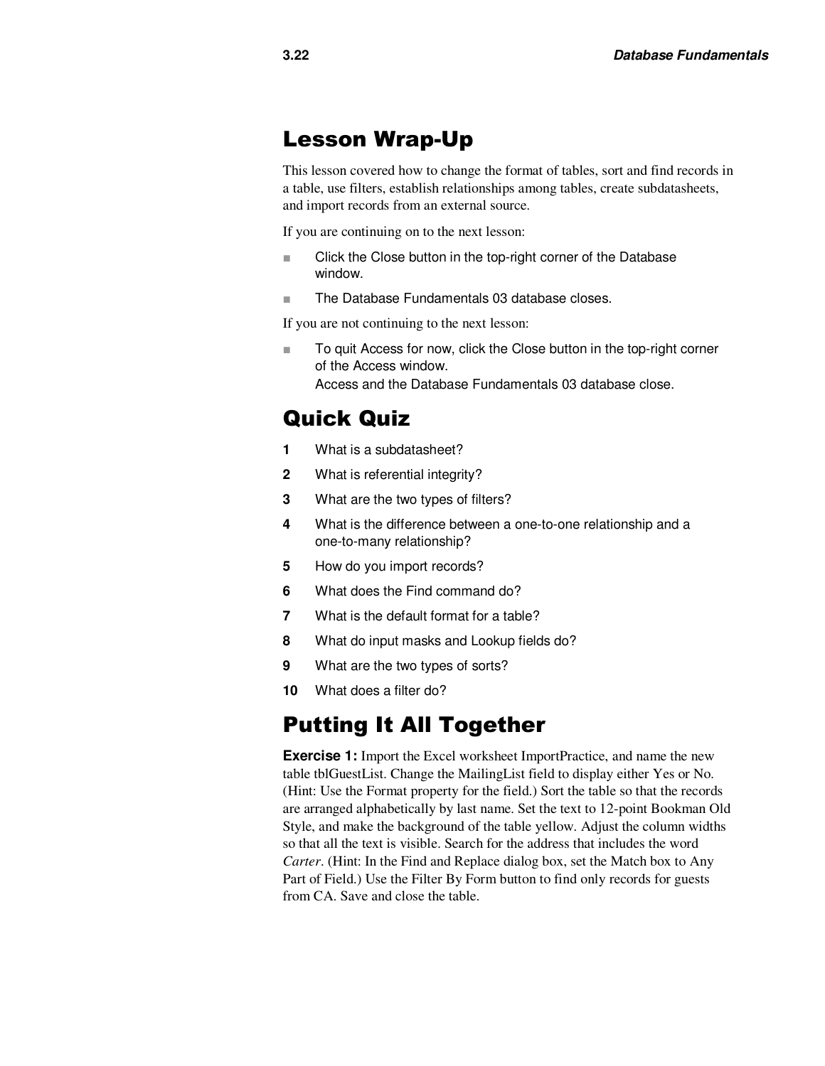## Lesson Wrap-Up

This lesson covered how to change the format of tables, sort and find records in a table, use filters, establish relationships among tables, create subdatasheets, and import records from an external source.

If you are continuing on to the next lesson:

- Click the Close button in the top-right corner of the Database window.
- The Database Fundamentals 03 database closes.

If you are not continuing to the next lesson:

- To quit Access for now, click the Close button in the top-right corner of the Access window.
  Access and the Database Fundamentals 03 database close.

## Quick Quiz

1. What is a subdatasheet?
2. What is referential integrity?
3. What are the two types of filters?
4. What is the difference between a one-to-one relationship and a one-to-many relationship?
5. How do you import records?
6. What does the Find command do?
7. What is the default format for a table?
8. What do input masks and Lookup fields do?
9. What are the two types of sorts?
10. What does a filter do?

## Putting It All Together

**Exercise 1:** Import the Excel worksheet ImportPractice, and name the new table tblGuestList. Change the MailingList field to display either Yes or No. (Hint: Use the Format property for the field.) Sort the table so that the records are arranged alphabetically by last name. Set the text to 12-point Bookman Old Style, and make the background of the table yellow. Adjust the column widths so that all the text is visible. Search for the address that includes the word *Carter*. (Hint: In the Find and Replace dialog box, set the Match box to Any Part of Field.) Use the Filter By Form button to find only records for guests from CA. Save and close the table.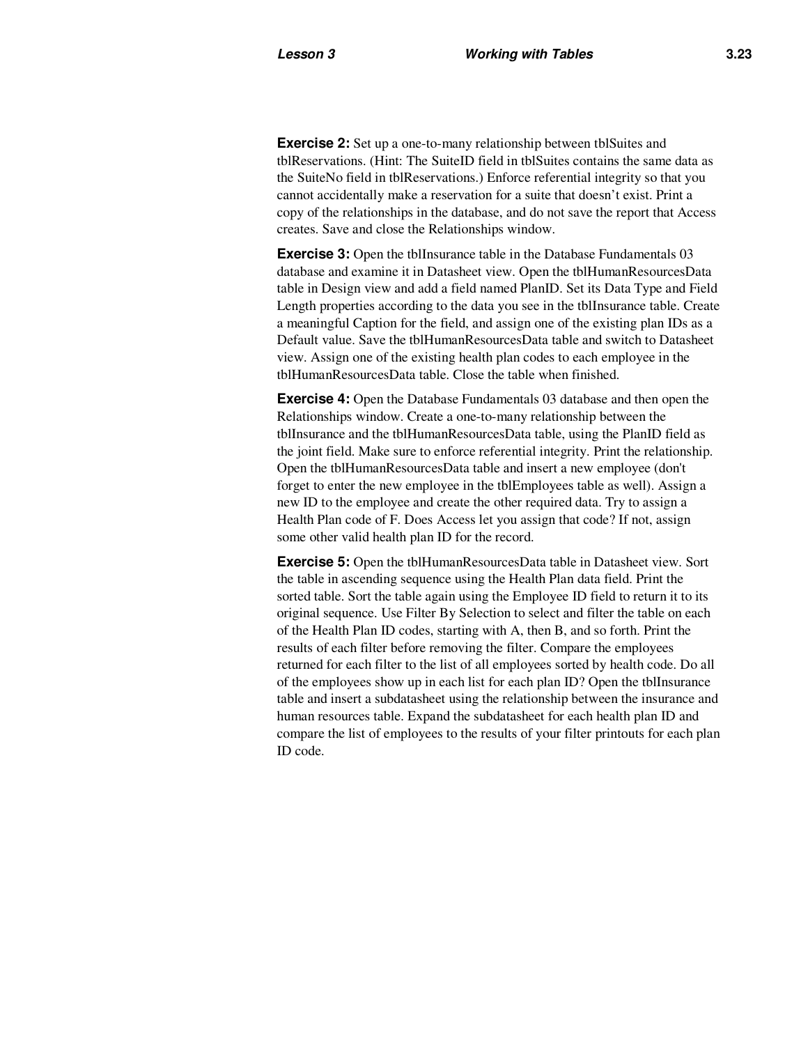**Exercise 2:** Set up a one-to-many relationship between tblSuites and tblReservations. (Hint: The SuiteID field in tblSuites contains the same data as the SuiteNo field in tblReservations.) Enforce referential integrity so that you cannot accidentally make a reservation for a suite that doesn't exist. Print a copy of the relationships in the database, and do not save the report that Access creates. Save and close the Relationships window.

**Exercise 3:** Open the tblInsurance table in the Database Fundamentals 03 database and examine it in Datasheet view. Open the tblHumanResourcesData table in Design view and add a field named PlanID. Set its Data Type and Field Length properties according to the data you see in the tblInsurance table. Create a meaningful Caption for the field, and assign one of the existing plan IDs as a Default value. Save the tblHumanResourcesData table and switch to Datasheet view. Assign one of the existing health plan codes to each employee in the tblHumanResourcesData table. Close the table when finished.

**Exercise 4:** Open the Database Fundamentals 03 database and then open the Relationships window. Create a one-to-many relationship between the tblInsurance and the tblHumanResourcesData table, using the PlanID field as the joint field. Make sure to enforce referential integrity. Print the relationship. Open the tblHumanResourcesData table and insert a new employee (don't forget to enter the new employee in the tblEmployees table as well). Assign a new ID to the employee and create the other required data. Try to assign a Health Plan code of F. Does Access let you assign that code? If not, assign some other valid health plan ID for the record.

**Exercise 5:** Open the tblHumanResourcesData table in Datasheet view. Sort the table in ascending sequence using the Health Plan data field. Print the sorted table. Sort the table again using the Employee ID field to return it to its original sequence. Use Filter By Selection to select and filter the table on each of the Health Plan ID codes, starting with A, then B, and so forth. Print the results of each filter before removing the filter. Compare the employees returned for each filter to the list of all employees sorted by health code. Do all of the employees show up in each list for each plan ID? Open the tblInsurance table and insert a subdatasheet using the relationship between the insurance and human resources table. Expand the subdatasheet for each health plan ID and compare the list of employees to the results of your filter printouts for each plan ID code.